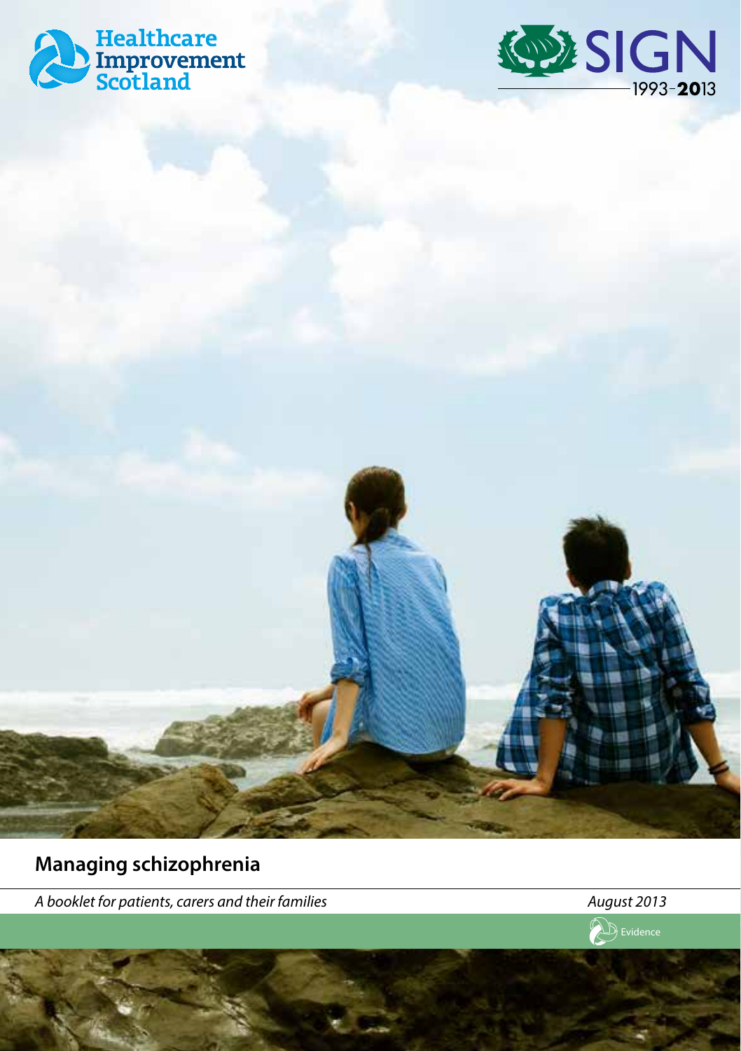Healthcare Improvement Scotland

SIGN 1993-2013

# Managing schizophrenia

*A booklet for patients, carers and their families*

*August 2013*

Evidence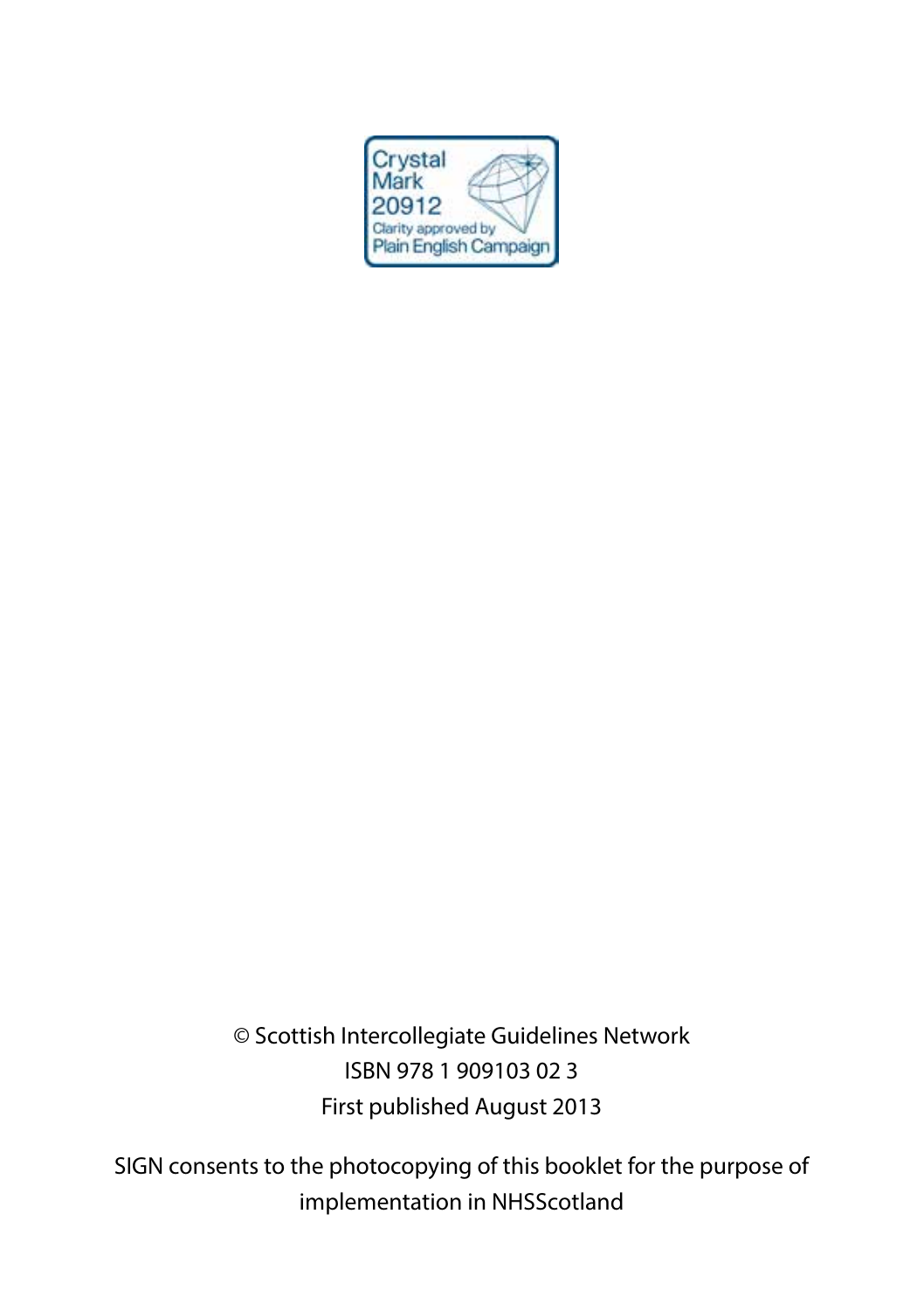Crystal Mark 20912
Clarity approved by Plain English Campaign

© Scottish Intercollegiate Guidelines Network
ISBN 978 1 909103 02 3
First published August 2013

SIGN consents to the photocopying of this booklet for the purpose of implementation in NHSScotland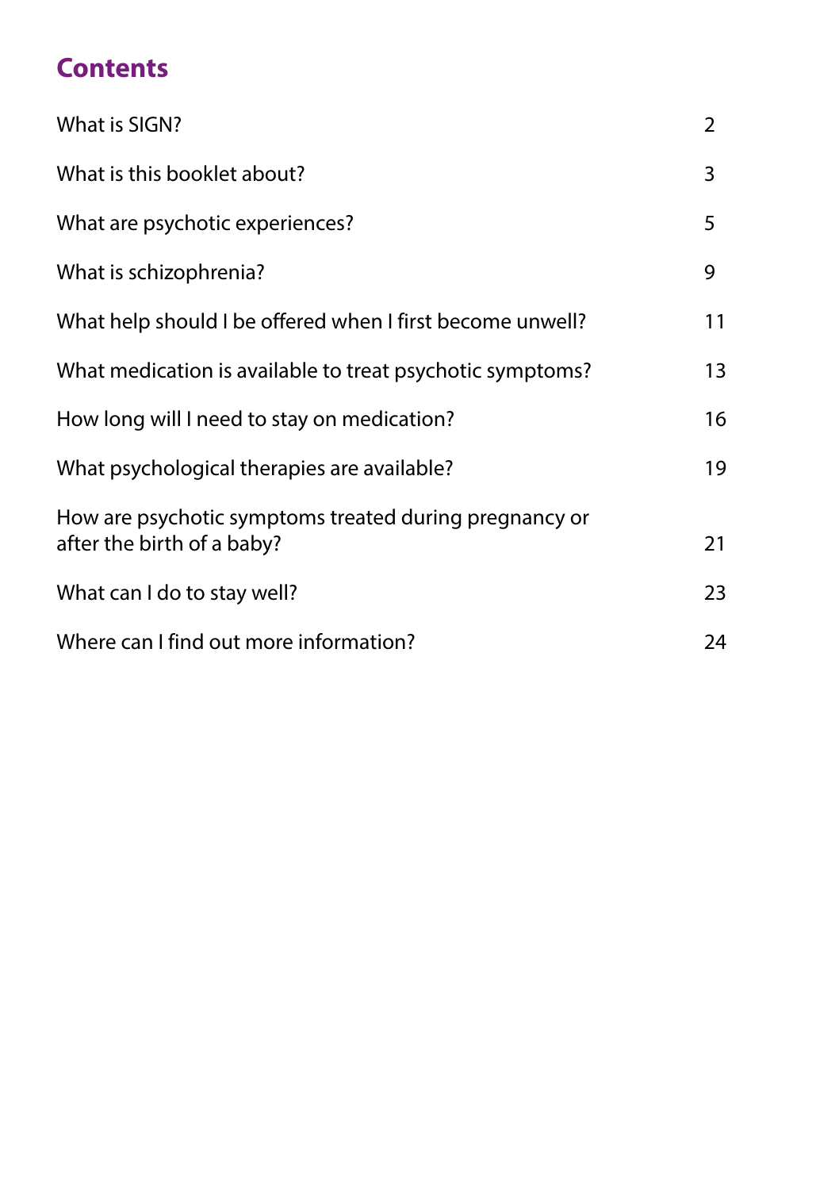## Contents

| | |
|---|---|
| What is SIGN? | 2 |
| What is this booklet about? | 3 |
| What are psychotic experiences? | 5 |
| What is schizophrenia? | 9 |
| What help should I be offered when I first become unwell? | 11 |
| What medication is available to treat psychotic symptoms? | 13 |
| How long will I need to stay on medication? | 16 |
| What psychological therapies are available? | 19 |
| How are psychotic symptoms treated during pregnancy or after the birth of a baby? | 21 |
| What can I do to stay well? | 23 |
| Where can I find out more information? | 24 |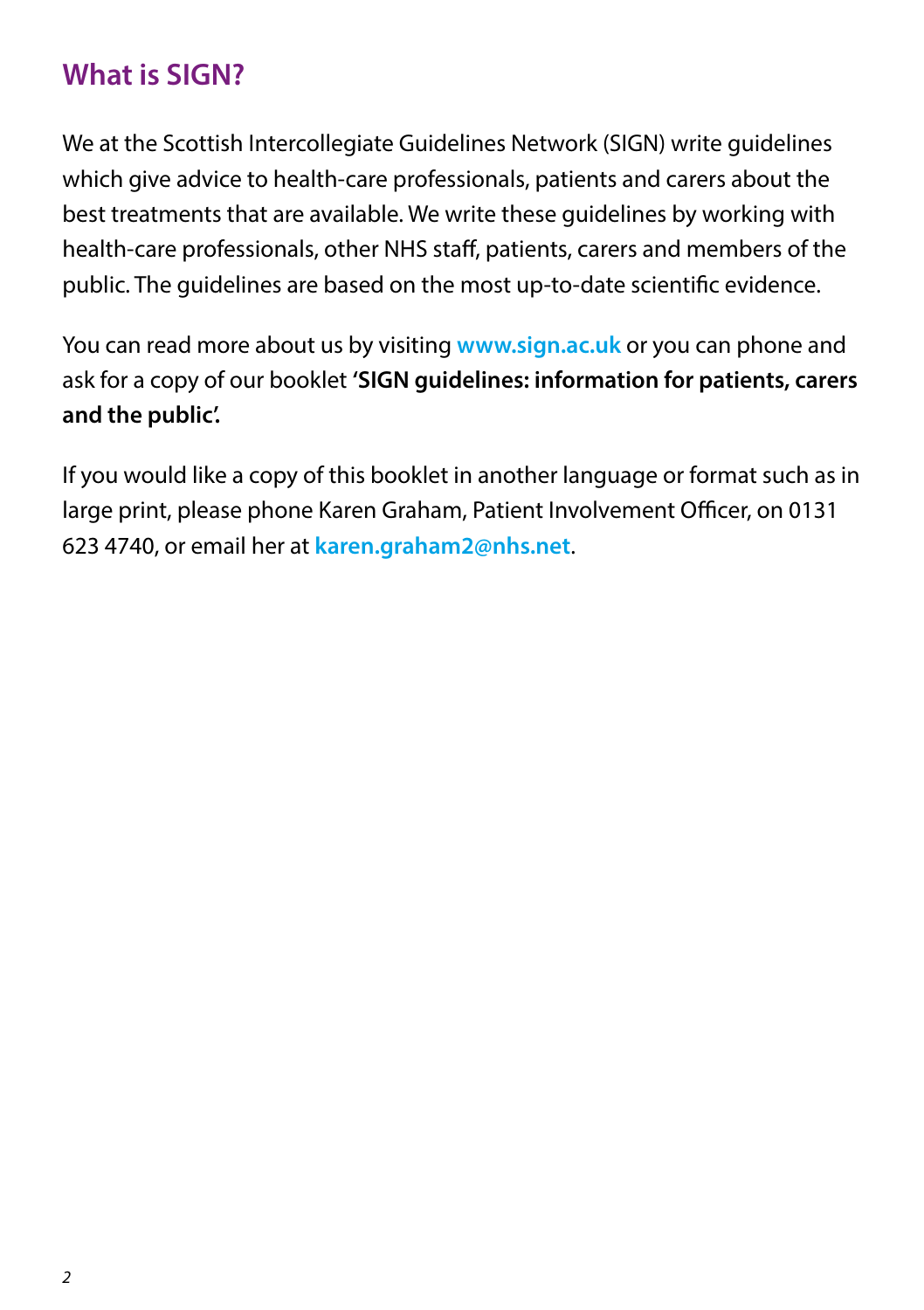## What is SIGN?

We at the Scottish Intercollegiate Guidelines Network (SIGN) write guidelines which give advice to health-care professionals, patients and carers about the best treatments that are available. We write these guidelines by working with health-care professionals, other NHS staff, patients, carers and members of the public. The guidelines are based on the most up-to-date scientific evidence.

You can read more about us by visiting **www.sign.ac.uk** or you can phone and ask for a copy of our booklet **'SIGN guidelines: information for patients, carers and the public'.**

If you would like a copy of this booklet in another language or format such as in large print, please phone Karen Graham, Patient Involvement Officer, on 0131 623 4740, or email her at **karen.graham2@nhs.net**.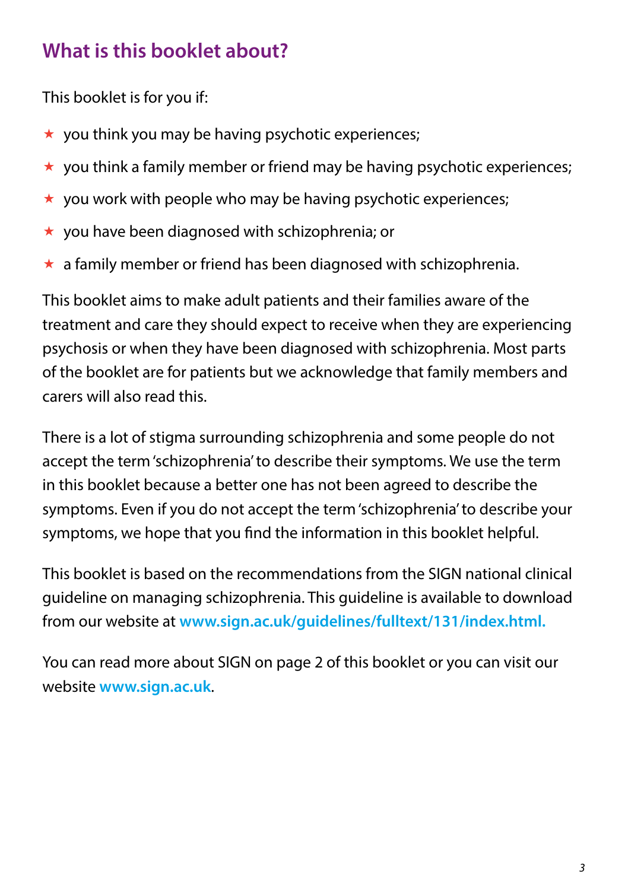## What is this booklet about?

This booklet is for you if:

- you think you may be having psychotic experiences;
- you think a family member or friend may be having psychotic experiences;
- you work with people who may be having psychotic experiences;
- you have been diagnosed with schizophrenia; or
- a family member or friend has been diagnosed with schizophrenia.

This booklet aims to make adult patients and their families aware of the treatment and care they should expect to receive when they are experiencing psychosis or when they have been diagnosed with schizophrenia. Most parts of the booklet are for patients but we acknowledge that family members and carers will also read this.

There is a lot of stigma surrounding schizophrenia and some people do not accept the term 'schizophrenia' to describe their symptoms. We use the term in this booklet because a better one has not been agreed to describe the symptoms. Even if you do not accept the term 'schizophrenia' to describe your symptoms, we hope that you find the information in this booklet helpful.

This booklet is based on the recommendations from the SIGN national clinical guideline on managing schizophrenia. This guideline is available to download from our website at **www.sign.ac.uk/guidelines/fulltext/131/index.html.**

You can read more about SIGN on page 2 of this booklet or you can visit our website **www.sign.ac.uk**.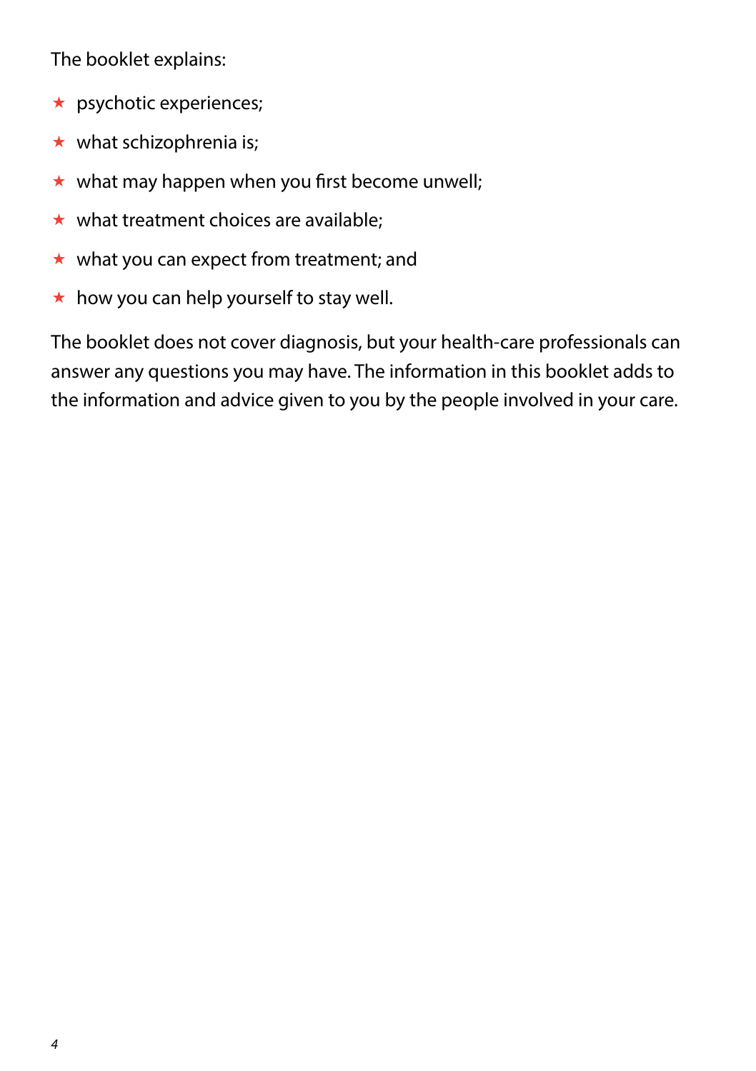The booklet explains:

- psychotic experiences;
- what schizophrenia is;
- what may happen when you first become unwell;
- what treatment choices are available;
- what you can expect from treatment; and
- how you can help yourself to stay well.

The booklet does not cover diagnosis, but your health-care professionals can answer any questions you may have. The information in this booklet adds to the information and advice given to you by the people involved in your care.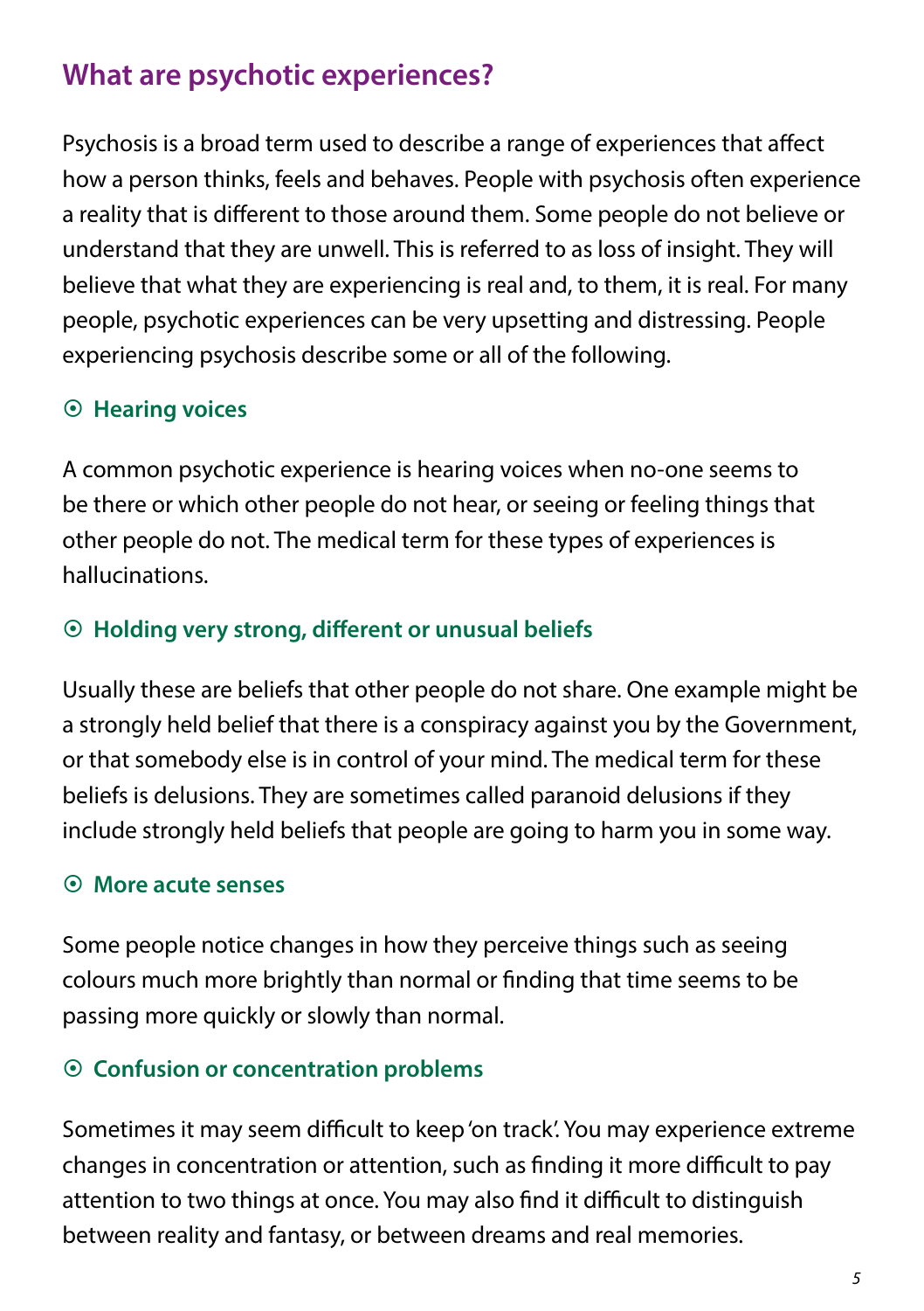## What are psychotic experiences?

Psychosis is a broad term used to describe a range of experiences that affect how a person thinks, feels and behaves. People with psychosis often experience a reality that is different to those around them. Some people do not believe or understand that they are unwell. This is referred to as loss of insight. They will believe that what they are experiencing is real and, to them, it is real. For many people, psychotic experiences can be very upsetting and distressing. People experiencing psychosis describe some or all of the following.

### Hearing voices

A common psychotic experience is hearing voices when no-one seems to be there or which other people do not hear, or seeing or feeling things that other people do not. The medical term for these types of experiences is hallucinations.

### Holding very strong, different or unusual beliefs

Usually these are beliefs that other people do not share. One example might be a strongly held belief that there is a conspiracy against you by the Government, or that somebody else is in control of your mind. The medical term for these beliefs is delusions. They are sometimes called paranoid delusions if they include strongly held beliefs that people are going to harm you in some way.

### More acute senses

Some people notice changes in how they perceive things such as seeing colours much more brightly than normal or finding that time seems to be passing more quickly or slowly than normal.

### Confusion or concentration problems

Sometimes it may seem difficult to keep 'on track'. You may experience extreme changes in concentration or attention, such as finding it more difficult to pay attention to two things at once. You may also find it difficult to distinguish between reality and fantasy, or between dreams and real memories.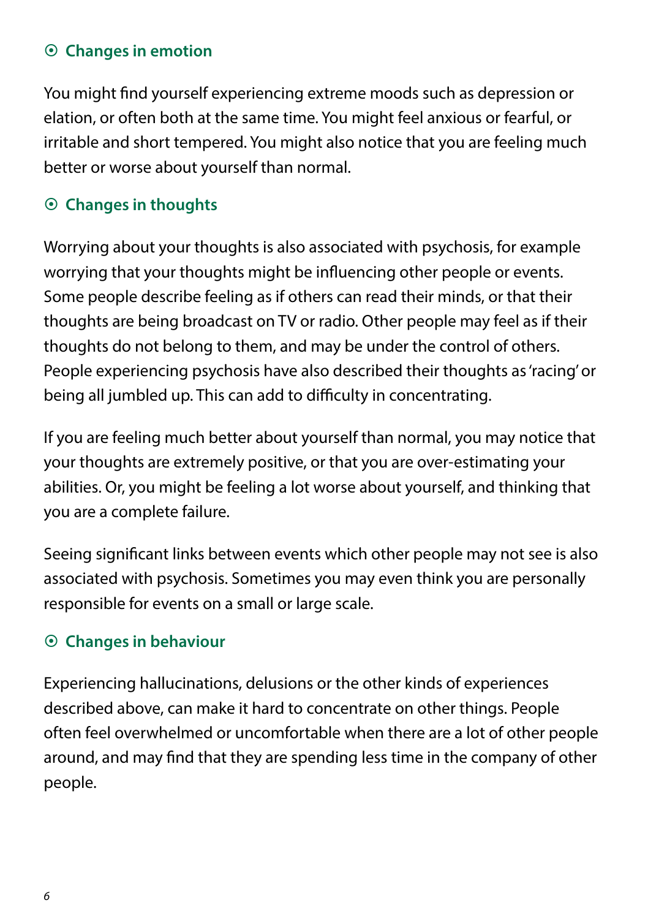### ⊙ Changes in emotion

You might find yourself experiencing extreme moods such as depression or elation, or often both at the same time. You might feel anxious or fearful, or irritable and short tempered. You might also notice that you are feeling much better or worse about yourself than normal.

### ⊙ Changes in thoughts

Worrying about your thoughts is also associated with psychosis, for example worrying that your thoughts might be influencing other people or events. Some people describe feeling as if others can read their minds, or that their thoughts are being broadcast on TV or radio. Other people may feel as if their thoughts do not belong to them, and may be under the control of others. People experiencing psychosis have also described their thoughts as 'racing' or being all jumbled up. This can add to difficulty in concentrating.

If you are feeling much better about yourself than normal, you may notice that your thoughts are extremely positive, or that you are over-estimating your abilities. Or, you might be feeling a lot worse about yourself, and thinking that you are a complete failure.

Seeing significant links between events which other people may not see is also associated with psychosis. Sometimes you may even think you are personally responsible for events on a small or large scale.

### ⊙ Changes in behaviour

Experiencing hallucinations, delusions or the other kinds of experiences described above, can make it hard to concentrate on other things. People often feel overwhelmed or uncomfortable when there are a lot of other people around, and may find that they are spending less time in the company of other people.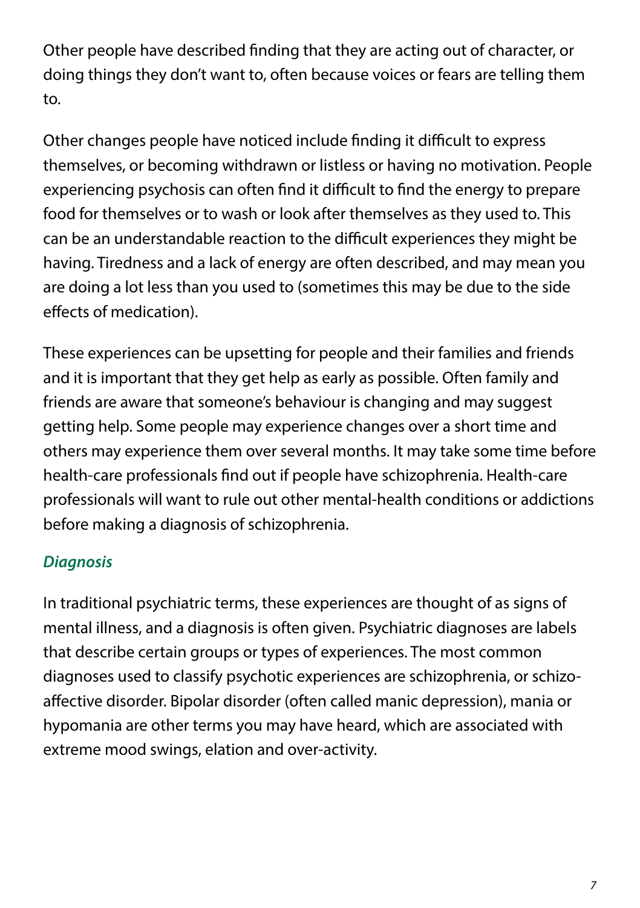Other people have described finding that they are acting out of character, or doing things they don't want to, often because voices or fears are telling them to.

Other changes people have noticed include finding it difficult to express themselves, or becoming withdrawn or listless or having no motivation. People experiencing psychosis can often find it difficult to find the energy to prepare food for themselves or to wash or look after themselves as they used to. This can be an understandable reaction to the difficult experiences they might be having. Tiredness and a lack of energy are often described, and may mean you are doing a lot less than you used to (sometimes this may be due to the side effects of medication).

These experiences can be upsetting for people and their families and friends and it is important that they get help as early as possible. Often family and friends are aware that someone's behaviour is changing and may suggest getting help. Some people may experience changes over a short time and others may experience them over several months. It may take some time before health-care professionals find out if people have schizophrenia. Health-care professionals will want to rule out other mental-health conditions or addictions before making a diagnosis of schizophrenia.

### *Diagnosis*

In traditional psychiatric terms, these experiences are thought of as signs of mental illness, and a diagnosis is often given. Psychiatric diagnoses are labels that describe certain groups or types of experiences. The most common diagnoses used to classify psychotic experiences are schizophrenia, or schizo-affective disorder. Bipolar disorder (often called manic depression), mania or hypomania are other terms you may have heard, which are associated with extreme mood swings, elation and over-activity.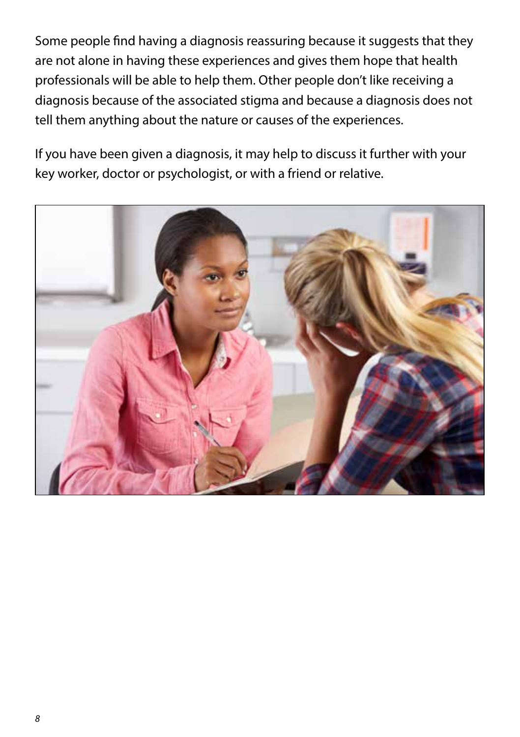Some people find having a diagnosis reassuring because it suggests that they are not alone in having these experiences and gives them hope that health professionals will be able to help them. Other people don't like receiving a diagnosis because of the associated stigma and because a diagnosis does not tell them anything about the nature or causes of the experiences.

If you have been given a diagnosis, it may help to discuss it further with your key worker, doctor or psychologist, or with a friend or relative.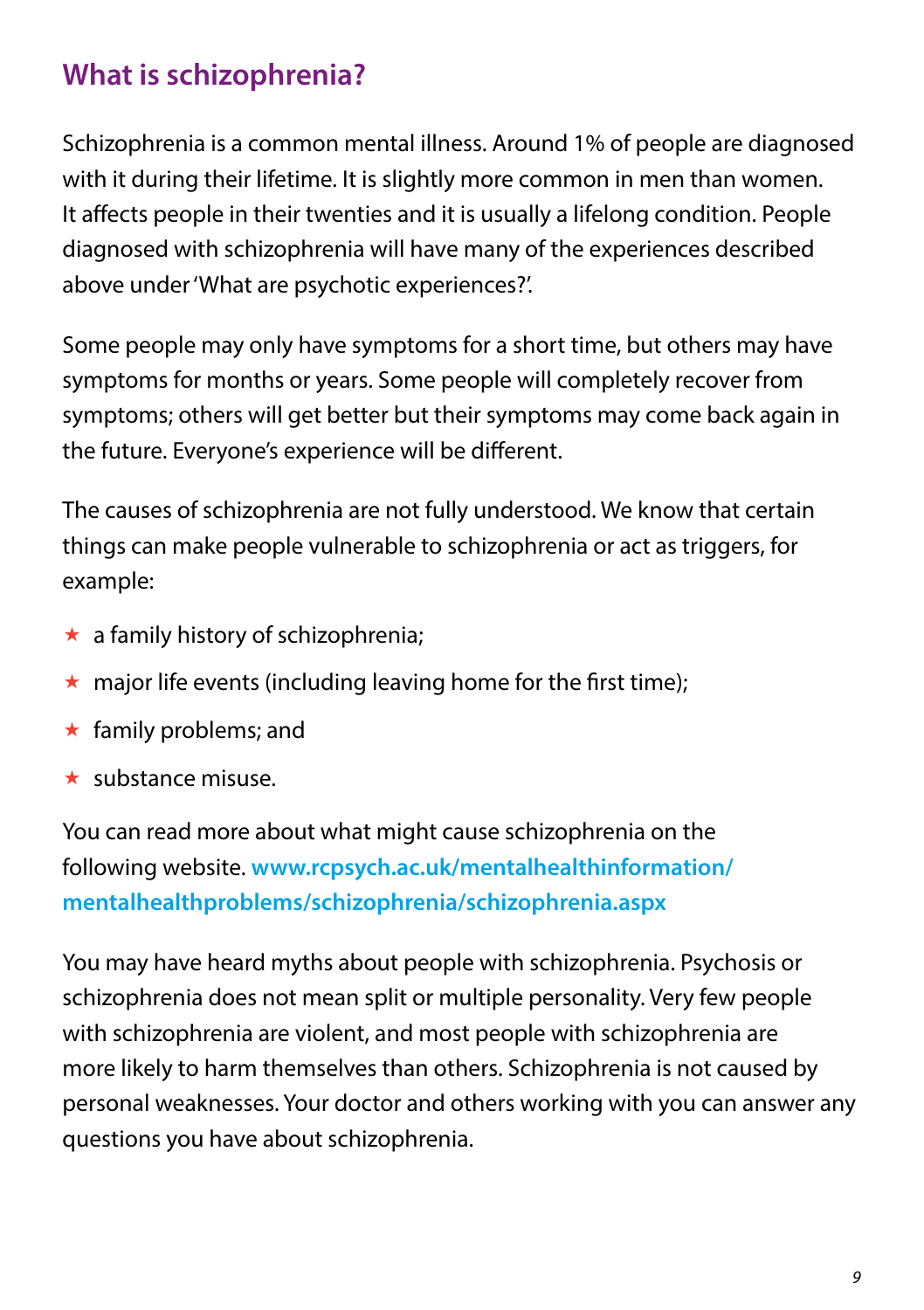## What is schizophrenia?

Schizophrenia is a common mental illness. Around 1% of people are diagnosed with it during their lifetime. It is slightly more common in men than women. It affects people in their twenties and it is usually a lifelong condition. People diagnosed with schizophrenia will have many of the experiences described above under 'What are psychotic experiences?'.

Some people may only have symptoms for a short time, but others may have symptoms for months or years. Some people will completely recover from symptoms; others will get better but their symptoms may come back again in the future. Everyone's experience will be different.

The causes of schizophrenia are not fully understood. We know that certain things can make people vulnerable to schizophrenia or act as triggers, for example:

- a family history of schizophrenia;
- major life events (including leaving home for the first time);
- family problems; and
- substance misuse.

You can read more about what might cause schizophrenia on the following website. **www.rcpsych.ac.uk/mentalhealthinformation/mentalhealthproblems/schizophrenia/schizophrenia.aspx**

You may have heard myths about people with schizophrenia. Psychosis or schizophrenia does not mean split or multiple personality. Very few people with schizophrenia are violent, and most people with schizophrenia are more likely to harm themselves than others. Schizophrenia is not caused by personal weaknesses. Your doctor and others working with you can answer any questions you have about schizophrenia.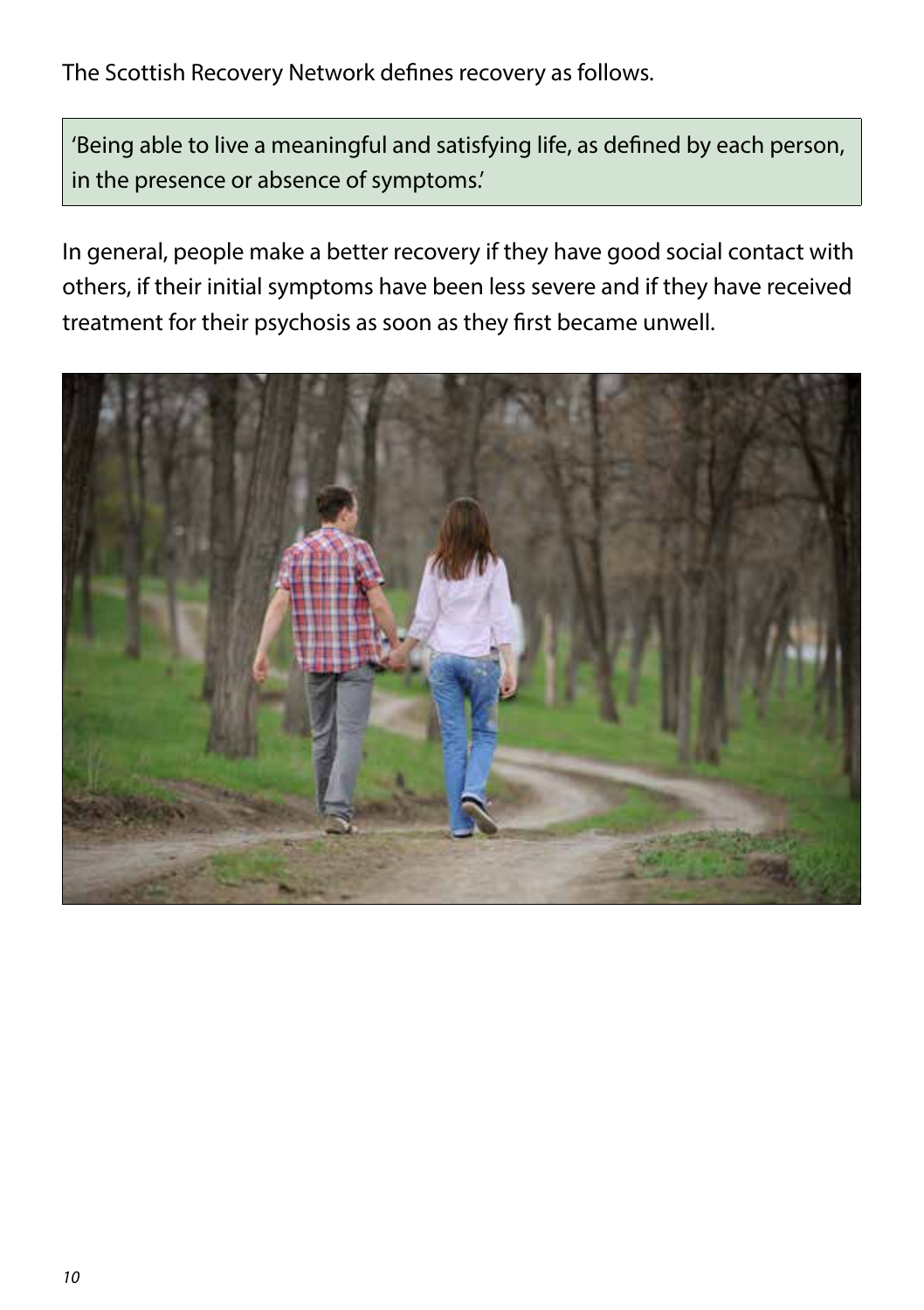The Scottish Recovery Network defines recovery as follows.

> 'Being able to live a meaningful and satisfying life, as defined by each person, in the presence or absence of symptoms.'

In general, people make a better recovery if they have good social contact with others, if their initial symptoms have been less severe and if they have received treatment for their psychosis as soon as they first became unwell.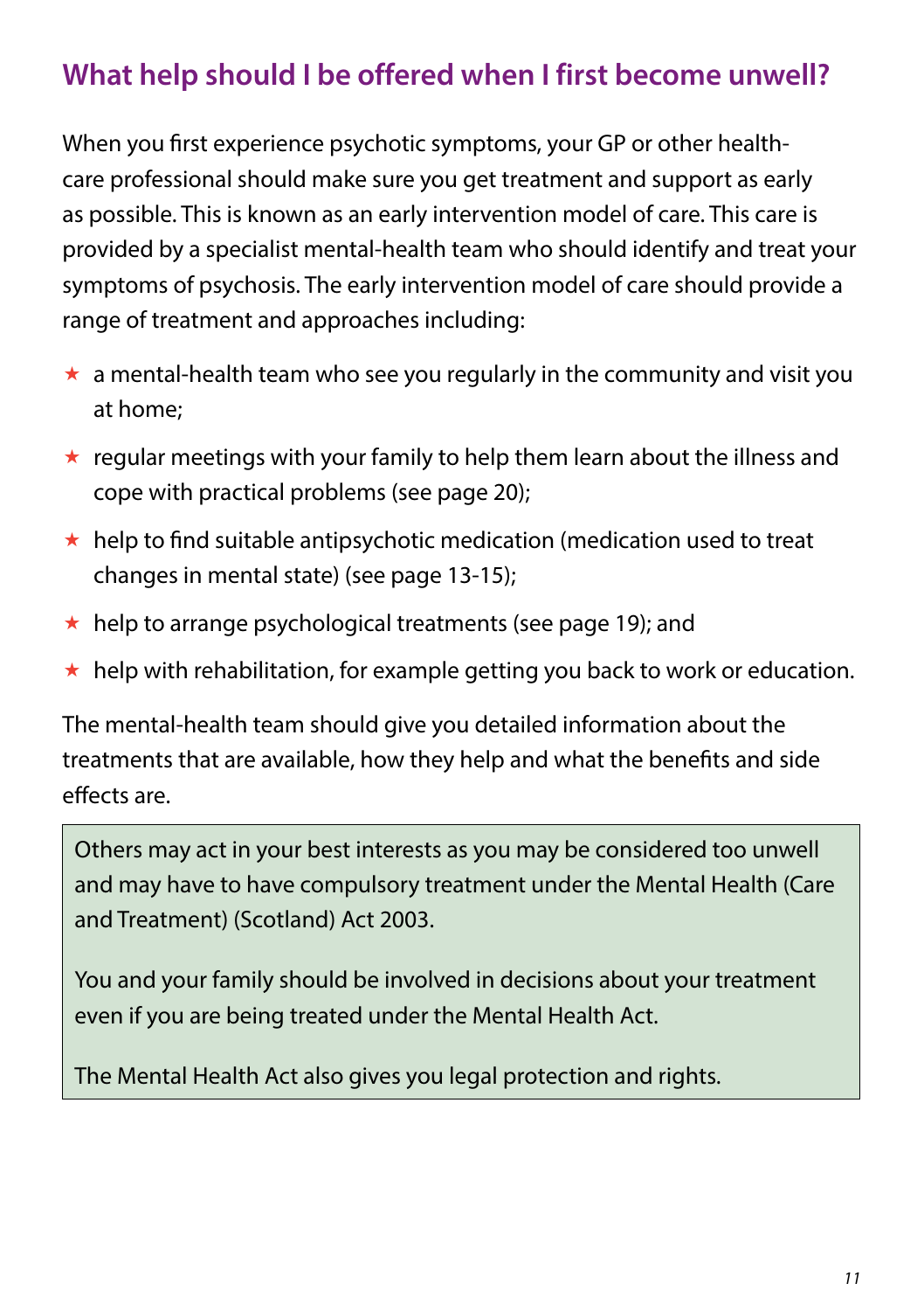## What help should I be offered when I first become unwell?

When you first experience psychotic symptoms, your GP or other health-care professional should make sure you get treatment and support as early as possible. This is known as an early intervention model of care. This care is provided by a specialist mental-health team who should identify and treat your symptoms of psychosis. The early intervention model of care should provide a range of treatment and approaches including:

- a mental-health team who see you regularly in the community and visit you at home;
- regular meetings with your family to help them learn about the illness and cope with practical problems (see page 20);
- help to find suitable antipsychotic medication (medication used to treat changes in mental state) (see page 13-15);
- help to arrange psychological treatments (see page 19); and
- help with rehabilitation, for example getting you back to work or education.

The mental-health team should give you detailed information about the treatments that are available, how they help and what the benefits and side effects are.

> Others may act in your best interests as you may be considered too unwell and may have to have compulsory treatment under the Mental Health (Care and Treatment) (Scotland) Act 2003.
>
> You and your family should be involved in decisions about your treatment even if you are being treated under the Mental Health Act.
>
> The Mental Health Act also gives you legal protection and rights.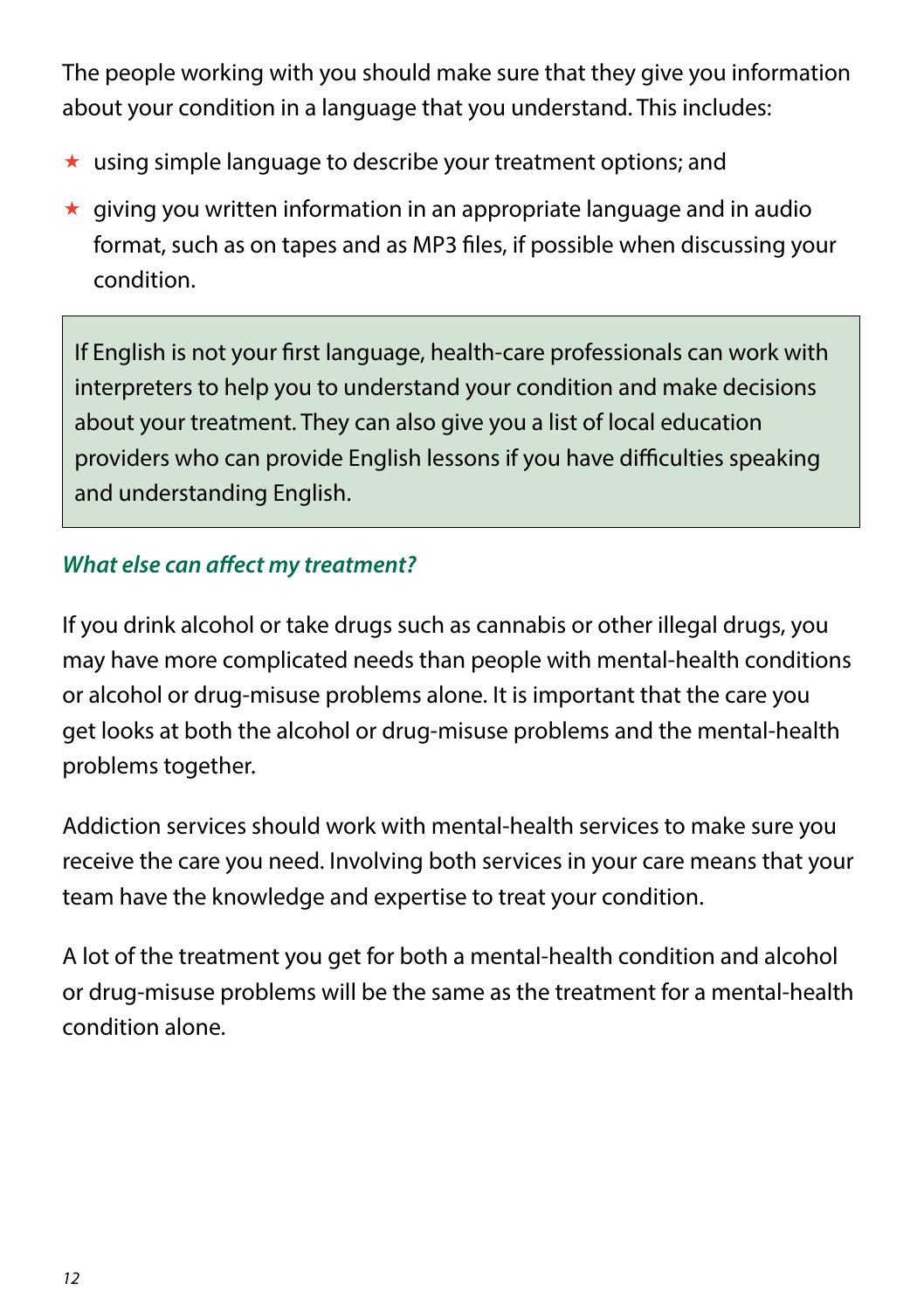The people working with you should make sure that they give you information about your condition in a language that you understand. This includes:

- using simple language to describe your treatment options; and
- giving you written information in an appropriate language and in audio format, such as on tapes and as MP3 files, if possible when discussing your condition.

> If English is not your first language, health-care professionals can work with interpreters to help you to understand your condition and make decisions about your treatment. They can also give you a list of local education providers who can provide English lessons if you have difficulties speaking and understanding English.

### *What else can affect my treatment?*

If you drink alcohol or take drugs such as cannabis or other illegal drugs, you may have more complicated needs than people with mental-health conditions or alcohol or drug-misuse problems alone. It is important that the care you get looks at both the alcohol or drug-misuse problems and the mental-health problems together.

Addiction services should work with mental-health services to make sure you receive the care you need. Involving both services in your care means that your team have the knowledge and expertise to treat your condition.

A lot of the treatment you get for both a mental-health condition and alcohol or drug-misuse problems will be the same as the treatment for a mental-health condition alone.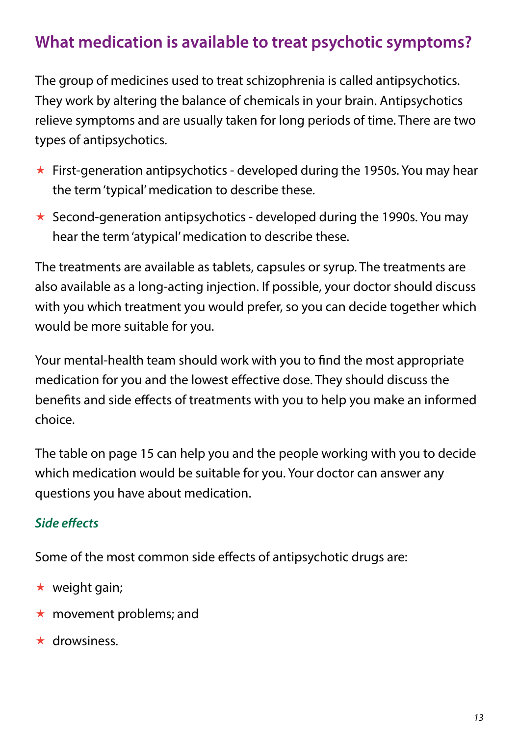## What medication is available to treat psychotic symptoms?

The group of medicines used to treat schizophrenia is called antipsychotics. They work by altering the balance of chemicals in your brain. Antipsychotics relieve symptoms and are usually taken for long periods of time. There are two types of antipsychotics.

- First-generation antipsychotics - developed during the 1950s. You may hear the term 'typical' medication to describe these.
- Second-generation antipsychotics - developed during the 1990s. You may hear the term 'atypical' medication to describe these.

The treatments are available as tablets, capsules or syrup. The treatments are also available as a long-acting injection. If possible, your doctor should discuss with you which treatment you would prefer, so you can decide together which would be more suitable for you.

Your mental-health team should work with you to find the most appropriate medication for you and the lowest effective dose. They should discuss the benefits and side effects of treatments with you to help you make an informed choice.

The table on page 15 can help you and the people working with you to decide which medication would be suitable for you. Your doctor can answer any questions you have about medication.

### *Side effects*

Some of the most common side effects of antipsychotic drugs are:

- weight gain;
- movement problems; and
- drowsiness.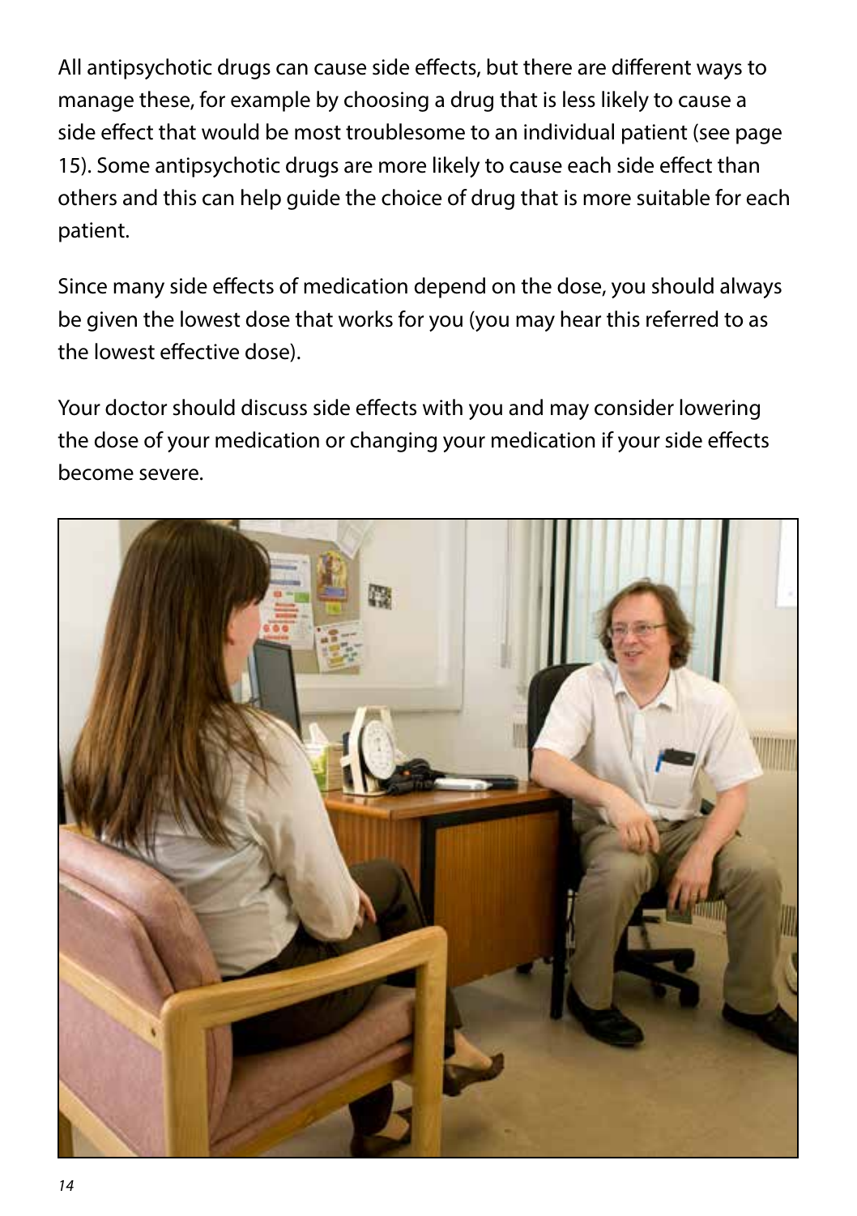All antipsychotic drugs can cause side effects, but there are different ways to manage these, for example by choosing a drug that is less likely to cause a side effect that would be most troublesome to an individual patient (see page 15). Some antipsychotic drugs are more likely to cause each side effect than others and this can help guide the choice of drug that is more suitable for each patient.

Since many side effects of medication depend on the dose, you should always be given the lowest dose that works for you (you may hear this referred to as the lowest effective dose).

Your doctor should discuss side effects with you and may consider lowering the dose of your medication or changing your medication if your side effects become severe.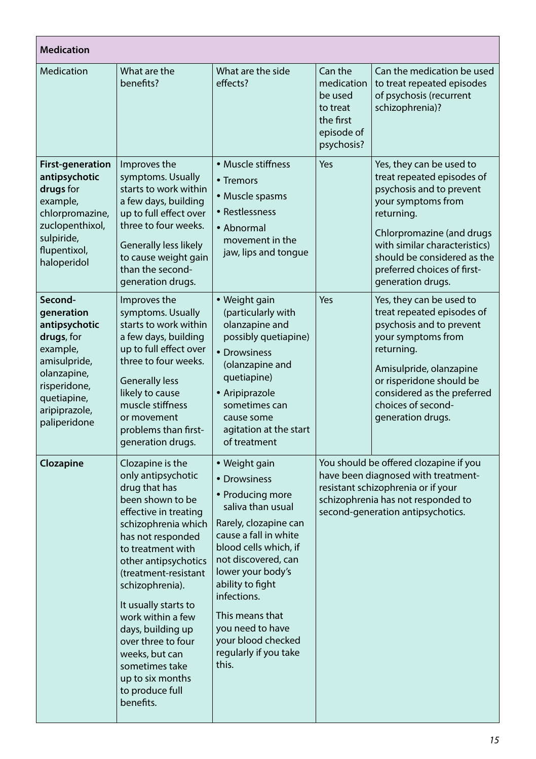| Medication | | | | |
|---|---|---|---|---|
| Medication | What are the benefits? | What are the side effects? | Can the medication be used to treat the first episode of psychosis? | Can the medication be used to treat repeated episodes of psychosis (recurrent schizophrenia)? |
| **First-generation antipsychotic drugs** for example, chlorpromazine, zuclopenthixol, sulpiride, flupentixol, haloperidol | Improves the symptoms. Usually starts to work within a few days, building up to full effect over three to four weeks.<br><br>Generally less likely to cause weight gain than the second-generation drugs. | • Muscle stiffness<br>• Tremors<br>• Muscle spasms<br>• Restlessness<br>• Abnormal movement in the jaw, lips and tongue | Yes | Yes, they can be used to treat repeated episodes of psychosis and to prevent your symptoms from returning.<br><br>Chlorpromazine (and drugs with similar characteristics) should be considered as the preferred choices of first-generation drugs. |
| **Second-generation antipsychotic drugs**, for example, amisulpride, olanzapine, risperidone, quetiapine, aripiprazole, paliperidone | Improves the symptoms. Usually starts to work within a few days, building up to full effect over three to four weeks.<br><br>Generally less likely to cause muscle stiffness or movement problems than first-generation drugs. | • Weight gain (particularly with olanzapine and possibly quetiapine)<br>• Drowsiness (olanzapine and quetiapine)<br>• Aripiprazole sometimes can cause some agitation at the start of treatment | Yes | Yes, they can be used to treat repeated episodes of psychosis and to prevent your symptoms from returning.<br><br>Amisulpride, olanzapine or risperidone should be considered as the preferred choices of second-generation drugs. |
| **Clozapine** | Clozapine is the only antipsychotic drug that has been shown to be effective in treating schizophrenia which has not responded to treatment with other antipsychotics (treatment-resistant schizophrenia).<br><br>It usually starts to work within a few days, building up over three to four weeks, but can sometimes take up to six months to produce full benefits. | • Weight gain<br>• Drowsiness<br>• Producing more saliva than usual<br><br>Rarely, clozapine can cause a fall in white blood cells which, if not discovered, can lower your body's ability to fight infections.<br><br>This means that you need to have your blood checked regularly if you take this. | You should be offered clozapine if you have been diagnosed with treatment-resistant schizophrenia or if your schizophrenia has not responded to second-generation antipsychotics. | |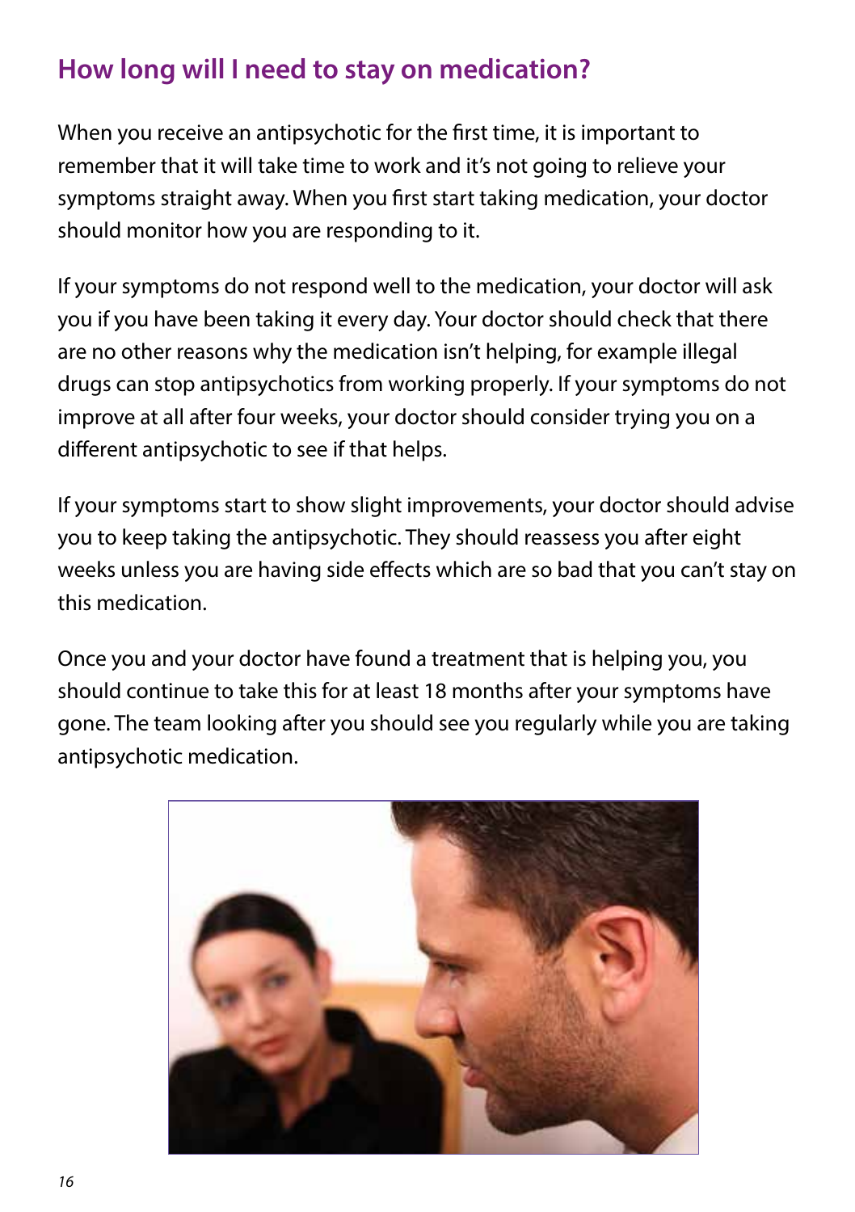## How long will I need to stay on medication?

When you receive an antipsychotic for the first time, it is important to remember that it will take time to work and it's not going to relieve your symptoms straight away. When you first start taking medication, your doctor should monitor how you are responding to it.

If your symptoms do not respond well to the medication, your doctor will ask you if you have been taking it every day. Your doctor should check that there are no other reasons why the medication isn't helping, for example illegal drugs can stop antipsychotics from working properly. If your symptoms do not improve at all after four weeks, your doctor should consider trying you on a different antipsychotic to see if that helps.

If your symptoms start to show slight improvements, your doctor should advise you to keep taking the antipsychotic. They should reassess you after eight weeks unless you are having side effects which are so bad that you can't stay on this medication.

Once you and your doctor have found a treatment that is helping you, you should continue to take this for at least 18 months after your symptoms have gone. The team looking after you should see you regularly while you are taking antipsychotic medication.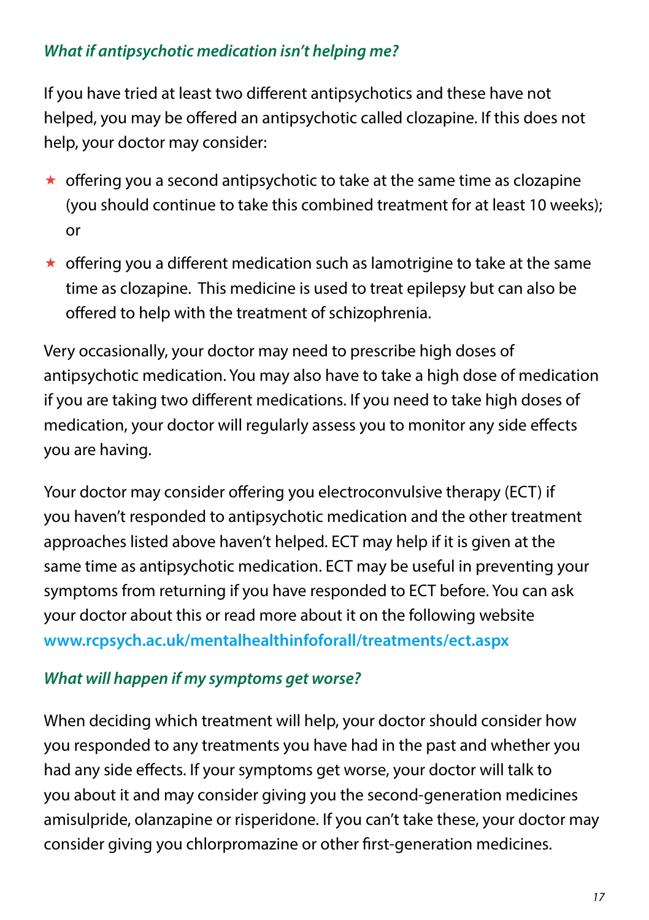### *What if antipsychotic medication isn't helping me?*

If you have tried at least two different antipsychotics and these have not helped, you may be offered an antipsychotic called clozapine. If this does not help, your doctor may consider:

- offering you a second antipsychotic to take at the same time as clozapine (you should continue to take this combined treatment for at least 10 weeks); or
- offering you a different medication such as lamotrigine to take at the same time as clozapine. This medicine is used to treat epilepsy but can also be offered to help with the treatment of schizophrenia.

Very occasionally, your doctor may need to prescribe high doses of antipsychotic medication. You may also have to take a high dose of medication if you are taking two different medications. If you need to take high doses of medication, your doctor will regularly assess you to monitor any side effects you are having.

Your doctor may consider offering you electroconvulsive therapy (ECT) if you haven't responded to antipsychotic medication and the other treatment approaches listed above haven't helped. ECT may help if it is given at the same time as antipsychotic medication. ECT may be useful in preventing your symptoms from returning if you have responded to ECT before. You can ask your doctor about this or read more about it on the following website **www.rcpsych.ac.uk/mentalhealthinfoforall/treatments/ect.aspx**

### *What will happen if my symptoms get worse?*

When deciding which treatment will help, your doctor should consider how you responded to any treatments you have had in the past and whether you had any side effects. If your symptoms get worse, your doctor will talk to you about it and may consider giving you the second-generation medicines amisulpride, olanzapine or risperidone. If you can't take these, your doctor may consider giving you chlorpromazine or other first-generation medicines.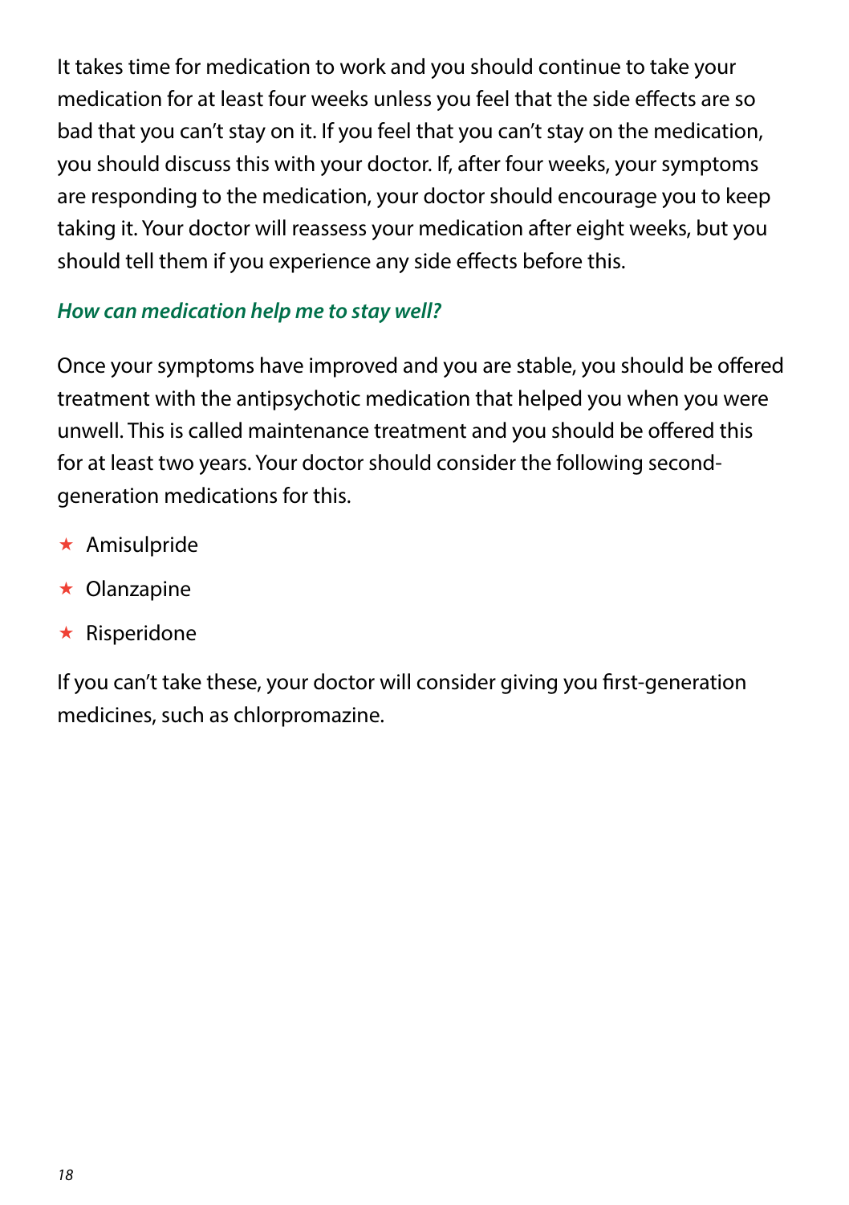It takes time for medication to work and you should continue to take your medication for at least four weeks unless you feel that the side effects are so bad that you can't stay on it. If you feel that you can't stay on the medication, you should discuss this with your doctor. If, after four weeks, your symptoms are responding to the medication, your doctor should encourage you to keep taking it. Your doctor will reassess your medication after eight weeks, but you should tell them if you experience any side effects before this.

### *How can medication help me to stay well?*

Once your symptoms have improved and you are stable, you should be offered treatment with the antipsychotic medication that helped you when you were unwell. This is called maintenance treatment and you should be offered this for at least two years. Your doctor should consider the following second-generation medications for this.

- Amisulpride
- Olanzapine
- Risperidone

If you can't take these, your doctor will consider giving you first-generation medicines, such as chlorpromazine.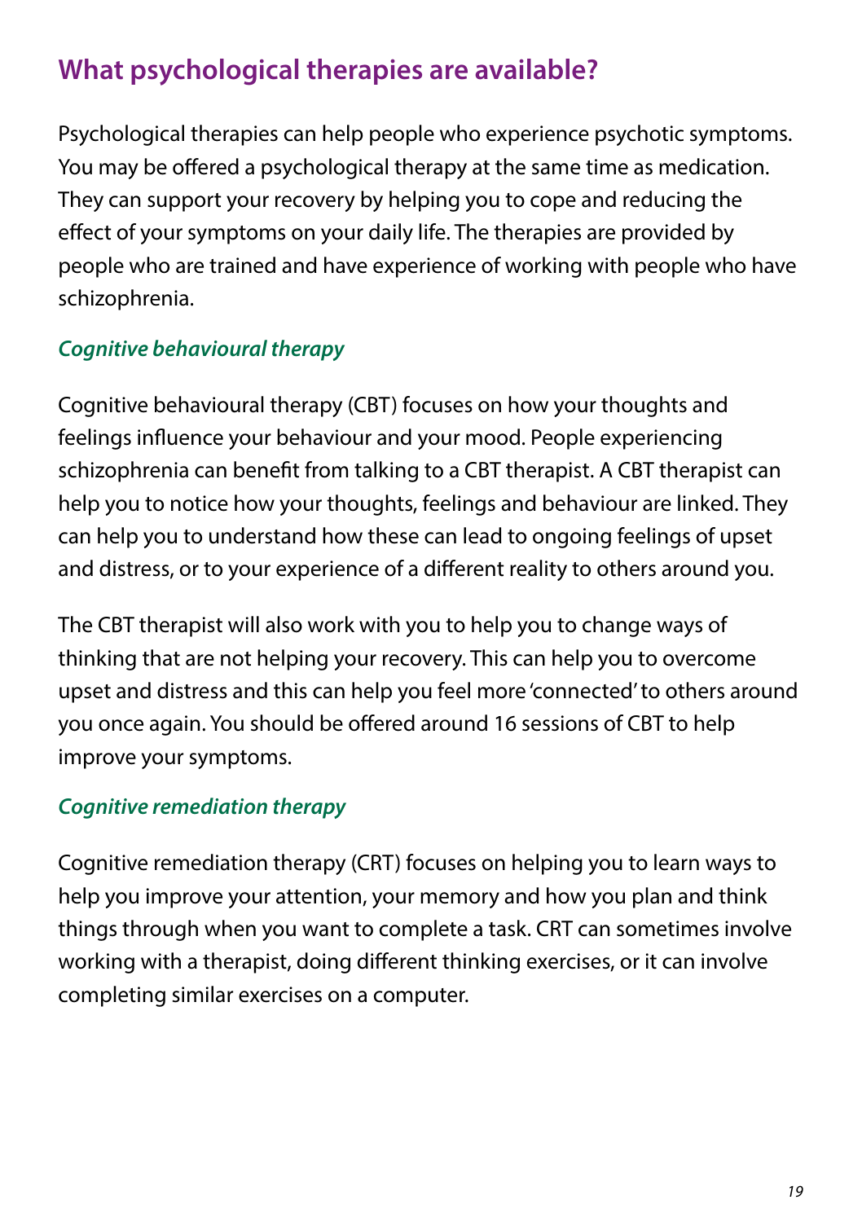## What psychological therapies are available?

Psychological therapies can help people who experience psychotic symptoms. You may be offered a psychological therapy at the same time as medication. They can support your recovery by helping you to cope and reducing the effect of your symptoms on your daily life. The therapies are provided by people who are trained and have experience of working with people who have schizophrenia.

### *Cognitive behavioural therapy*

Cognitive behavioural therapy (CBT) focuses on how your thoughts and feelings influence your behaviour and your mood. People experiencing schizophrenia can benefit from talking to a CBT therapist. A CBT therapist can help you to notice how your thoughts, feelings and behaviour are linked. They can help you to understand how these can lead to ongoing feelings of upset and distress, or to your experience of a different reality to others around you.

The CBT therapist will also work with you to help you to change ways of thinking that are not helping your recovery. This can help you to overcome upset and distress and this can help you feel more 'connected' to others around you once again. You should be offered around 16 sessions of CBT to help improve your symptoms.

### *Cognitive remediation therapy*

Cognitive remediation therapy (CRT) focuses on helping you to learn ways to help you improve your attention, your memory and how you plan and think things through when you want to complete a task. CRT can sometimes involve working with a therapist, doing different thinking exercises, or it can involve completing similar exercises on a computer.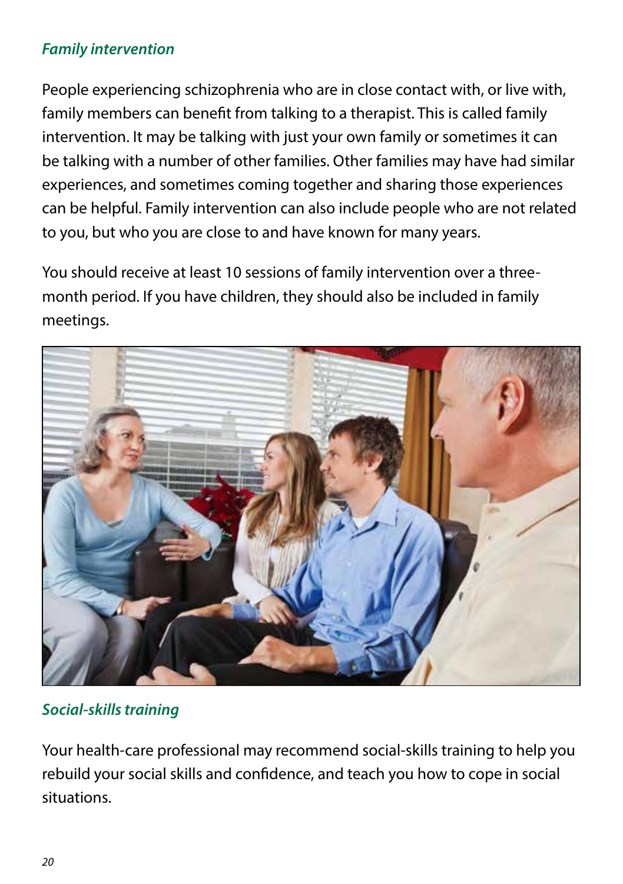### *Family intervention*

People experiencing schizophrenia who are in close contact with, or live with, family members can benefit from talking to a therapist. This is called family intervention. It may be talking with just your own family or sometimes it can be talking with a number of other families. Other families may have had similar experiences, and sometimes coming together and sharing those experiences can be helpful. Family intervention can also include people who are not related to you, but who you are close to and have known for many years.

You should receive at least 10 sessions of family intervention over a three-month period. If you have children, they should also be included in family meetings.

### *Social-skills training*

Your health-care professional may recommend social-skills training to help you rebuild your social skills and confidence, and teach you how to cope in social situations.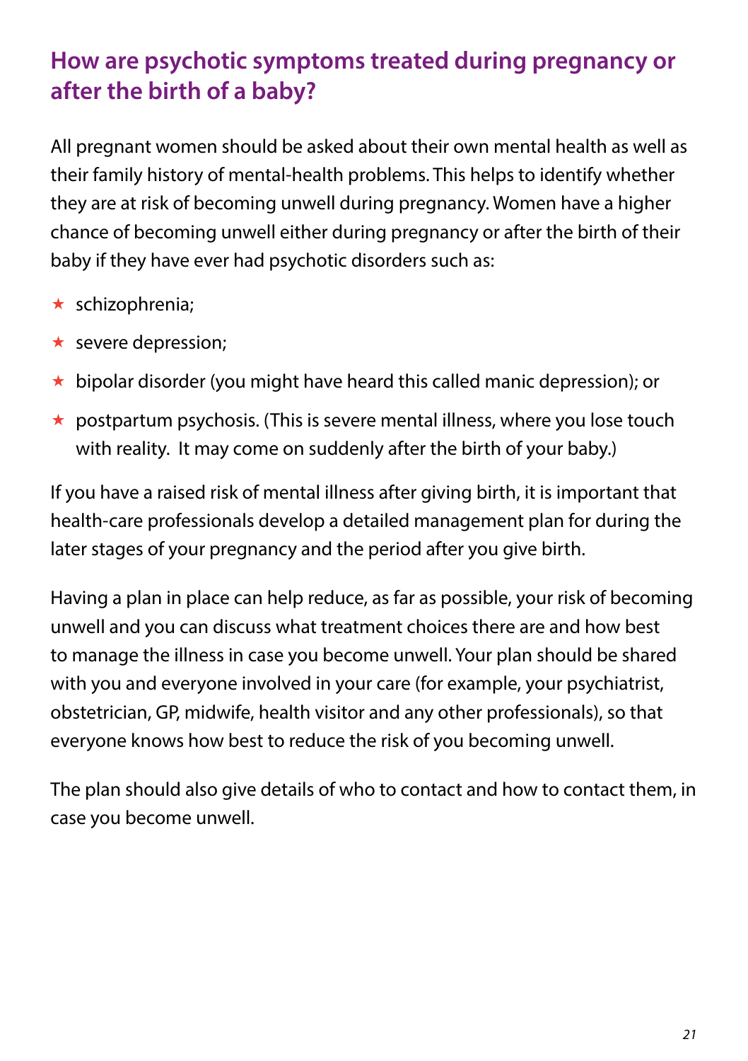## How are psychotic symptoms treated during pregnancy or after the birth of a baby?

All pregnant women should be asked about their own mental health as well as their family history of mental-health problems. This helps to identify whether they are at risk of becoming unwell during pregnancy. Women have a higher chance of becoming unwell either during pregnancy or after the birth of their baby if they have ever had psychotic disorders such as:

- schizophrenia;
- severe depression;
- bipolar disorder (you might have heard this called manic depression); or
- postpartum psychosis. (This is severe mental illness, where you lose touch with reality. It may come on suddenly after the birth of your baby.)

If you have a raised risk of mental illness after giving birth, it is important that health-care professionals develop a detailed management plan for during the later stages of your pregnancy and the period after you give birth.

Having a plan in place can help reduce, as far as possible, your risk of becoming unwell and you can discuss what treatment choices there are and how best to manage the illness in case you become unwell. Your plan should be shared with you and everyone involved in your care (for example, your psychiatrist, obstetrician, GP, midwife, health visitor and any other professionals), so that everyone knows how best to reduce the risk of you becoming unwell.

The plan should also give details of who to contact and how to contact them, in case you become unwell.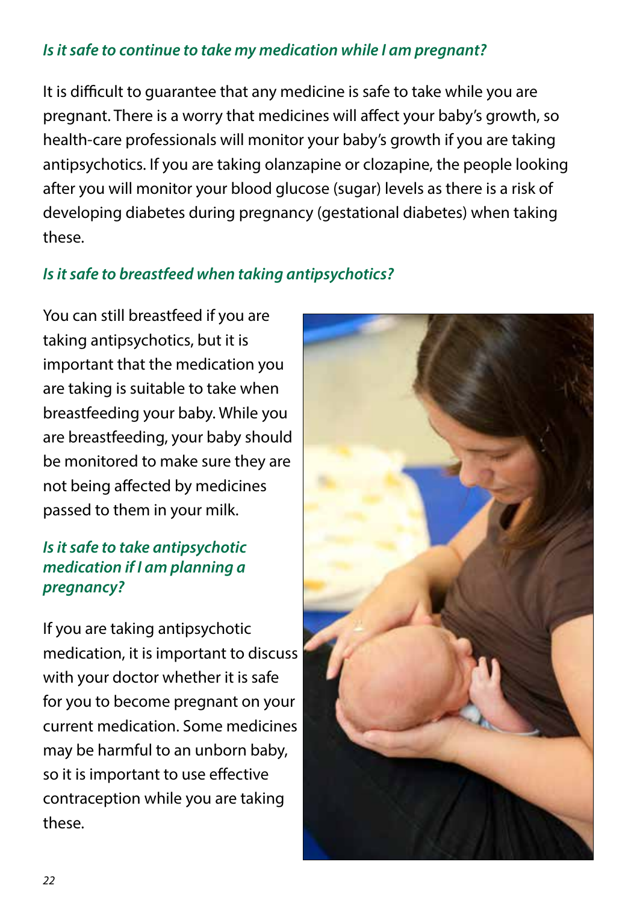### *Is it safe to continue to take my medication while I am pregnant?*

It is difficult to guarantee that any medicine is safe to take while you are pregnant. There is a worry that medicines will affect your baby's growth, so health-care professionals will monitor your baby's growth if you are taking antipsychotics. If you are taking olanzapine or clozapine, the people looking after you will monitor your blood glucose (sugar) levels as there is a risk of developing diabetes during pregnancy (gestational diabetes) when taking these.

### *Is it safe to breastfeed when taking antipsychotics?*

You can still breastfeed if you are taking antipsychotics, but it is important that the medication you are taking is suitable to take when breastfeeding your baby. While you are breastfeeding, your baby should be monitored to make sure they are not being affected by medicines passed to them in your milk.

### *Is it safe to take antipsychotic medication if I am planning a pregnancy?*

If you are taking antipsychotic medication, it is important to discuss with your doctor whether it is safe for you to become pregnant on your current medication. Some medicines may be harmful to an unborn baby, so it is important to use effective contraception while you are taking these.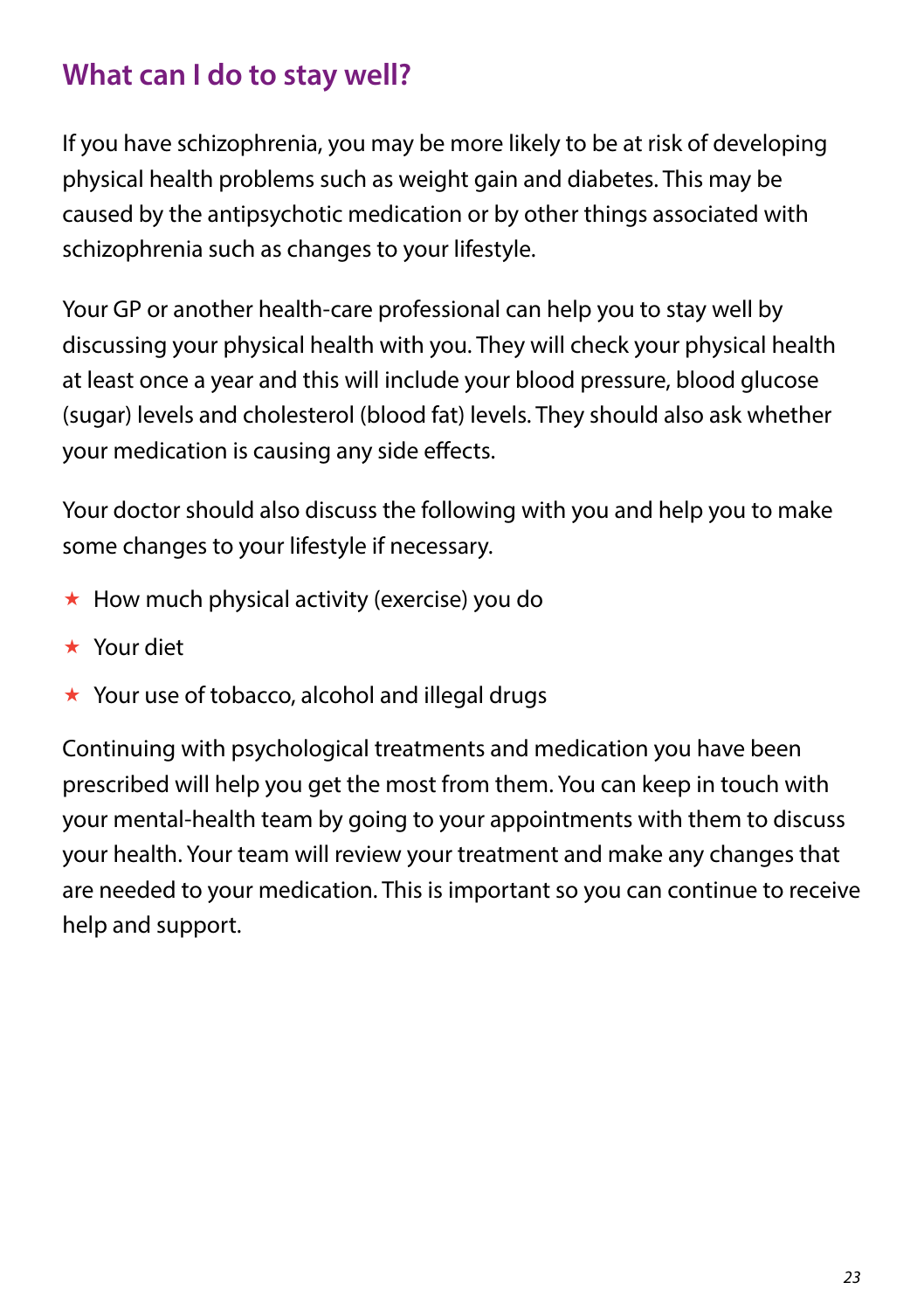## What can I do to stay well?

If you have schizophrenia, you may be more likely to be at risk of developing physical health problems such as weight gain and diabetes. This may be caused by the antipsychotic medication or by other things associated with schizophrenia such as changes to your lifestyle.

Your GP or another health-care professional can help you to stay well by discussing your physical health with you. They will check your physical health at least once a year and this will include your blood pressure, blood glucose (sugar) levels and cholesterol (blood fat) levels. They should also ask whether your medication is causing any side effects.

Your doctor should also discuss the following with you and help you to make some changes to your lifestyle if necessary.

- How much physical activity (exercise) you do
- Your diet
- Your use of tobacco, alcohol and illegal drugs

Continuing with psychological treatments and medication you have been prescribed will help you get the most from them. You can keep in touch with your mental-health team by going to your appointments with them to discuss your health. Your team will review your treatment and make any changes that are needed to your medication. This is important so you can continue to receive help and support.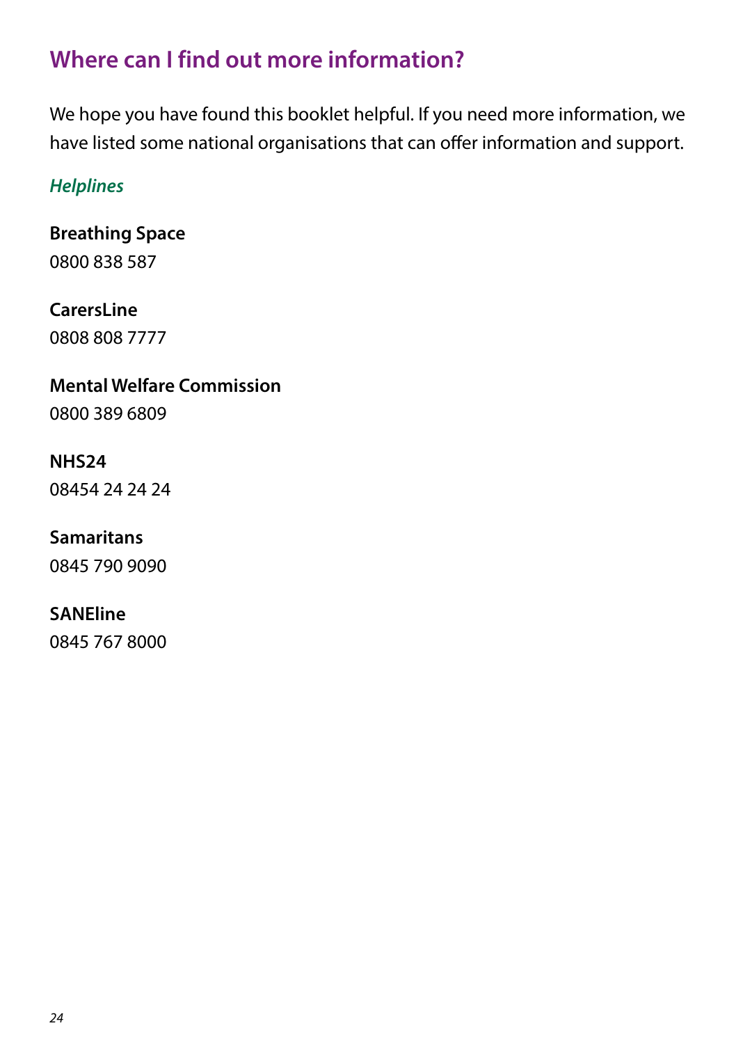## Where can I find out more information?

We hope you have found this booklet helpful. If you need more information, we have listed some national organisations that can offer information and support.

*Helplines*

**Breathing Space**
0800 838 587

**CarersLine**
0808 808 7777

**Mental Welfare Commission**
0800 389 6809

**NHS24**
08454 24 24 24

**Samaritans**
0845 790 9090

**SANEline**
0845 767 8000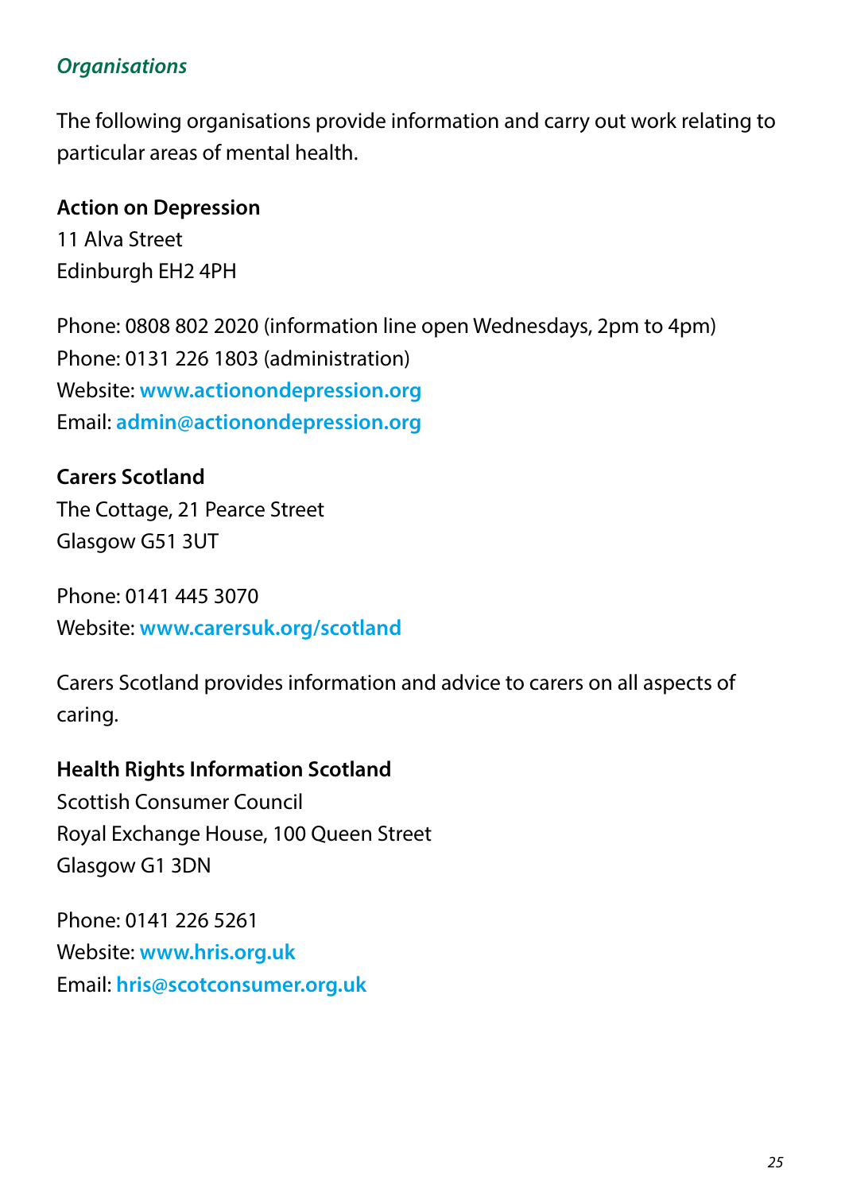### *Organisations*

The following organisations provide information and carry out work relating to particular areas of mental health.

**Action on Depression**
11 Alva Street
Edinburgh EH2 4PH

Phone: 0808 802 2020 (information line open Wednesdays, 2pm to 4pm)
Phone: 0131 226 1803 (administration)
Website: **www.actionondepression.org**
Email: **admin@actionondepression.org**

**Carers Scotland**
The Cottage, 21 Pearce Street
Glasgow G51 3UT

Phone: 0141 445 3070
Website: **www.carersuk.org/scotland**

Carers Scotland provides information and advice to carers on all aspects of caring.

**Health Rights Information Scotland**
Scottish Consumer Council
Royal Exchange House, 100 Queen Street
Glasgow G1 3DN

Phone: 0141 226 5261
Website: **www.hris.org.uk**
Email: **hris@scotconsumer.org.uk**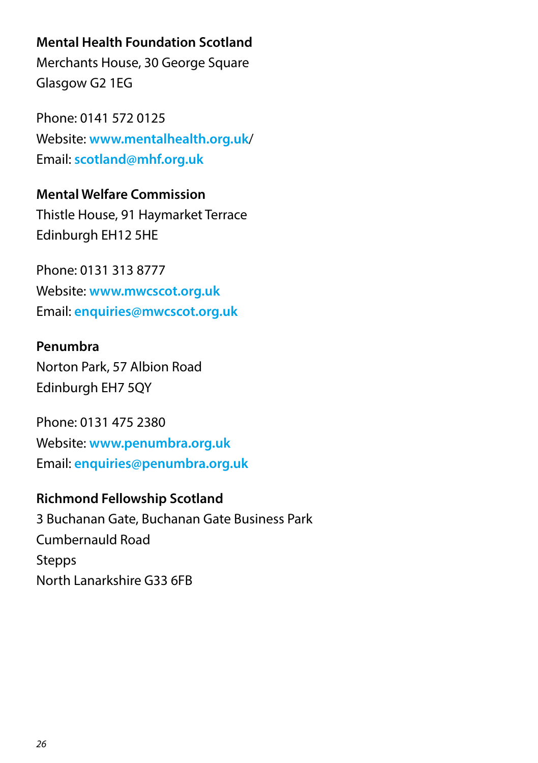**Mental Health Foundation Scotland**
Merchants House, 30 George Square
Glasgow G2 1EG

Phone: 0141 572 0125
Website: **www.mentalhealth.org.uk**/
Email: **scotland@mhf.org.uk**

**Mental Welfare Commission**
Thistle House, 91 Haymarket Terrace
Edinburgh EH12 5HE

Phone: 0131 313 8777
Website: **www.mwcscot.org.uk**
Email: **enquiries@mwcscot.org.uk**

**Penumbra**
Norton Park, 57 Albion Road
Edinburgh EH7 5QY

Phone: 0131 475 2380
Website: **www.penumbra.org.uk**
Email: **enquiries@penumbra.org.uk**

**Richmond Fellowship Scotland**
3 Buchanan Gate, Buchanan Gate Business Park
Cumbernauld Road
Stepps
North Lanarkshire G33 6FB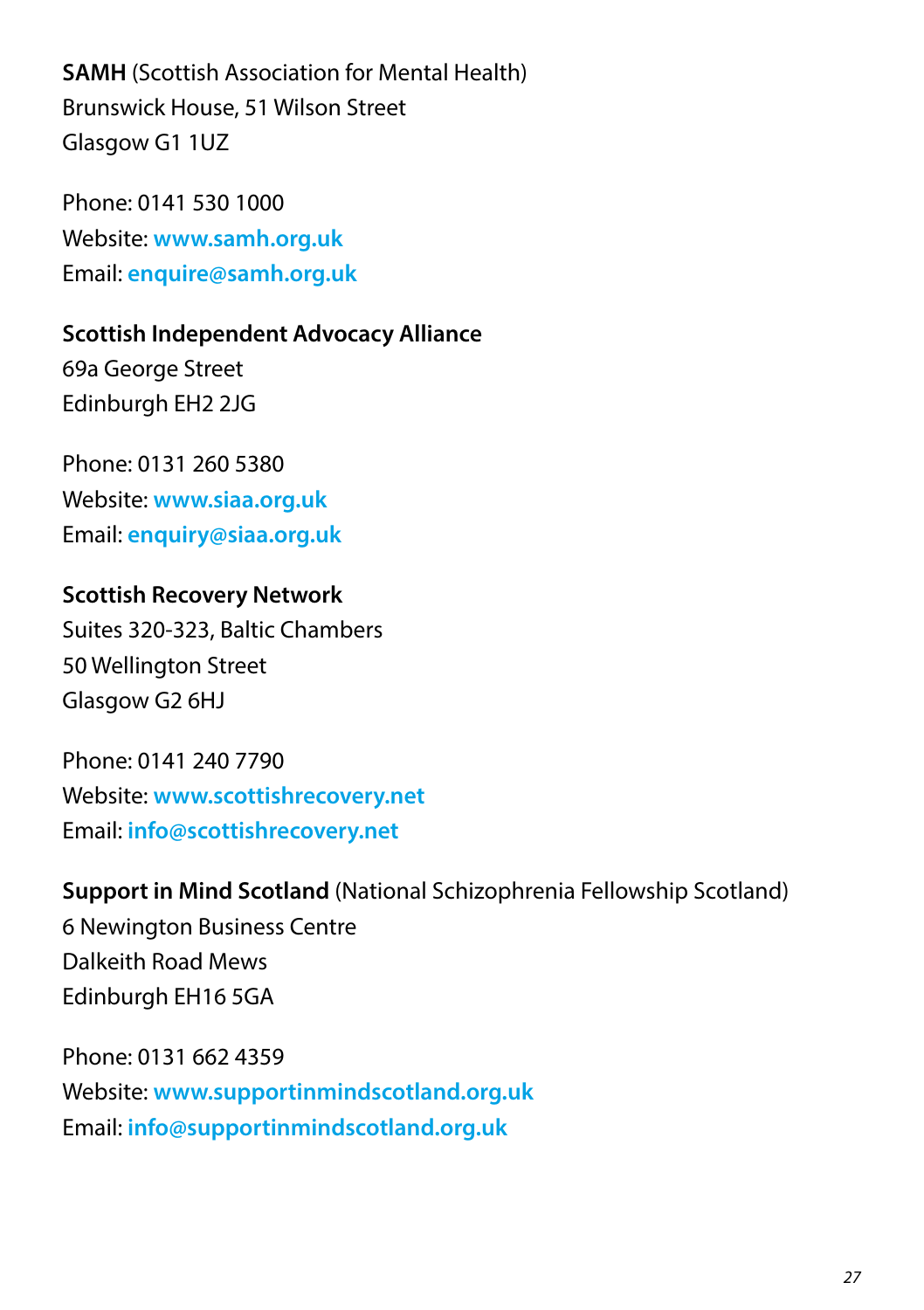**SAMH** (Scottish Association for Mental Health)
Brunswick House, 51 Wilson Street
Glasgow G1 1UZ

Phone: 0141 530 1000
Website: **www.samh.org.uk**
Email: **enquire@samh.org.uk**

**Scottish Independent Advocacy Alliance**
69a George Street
Edinburgh EH2 2JG

Phone: 0131 260 5380
Website: **www.siaa.org.uk**
Email: **enquiry@siaa.org.uk**

**Scottish Recovery Network**
Suites 320-323, Baltic Chambers
50 Wellington Street
Glasgow G2 6HJ

Phone: 0141 240 7790
Website: **www.scottishrecovery.net**
Email: **info@scottishrecovery.net**

**Support in Mind Scotland** (National Schizophrenia Fellowship Scotland)
6 Newington Business Centre
Dalkeith Road Mews
Edinburgh EH16 5GA

Phone: 0131 662 4359
Website: **www.supportinmindscotland.org.uk**
Email: **info@supportinmindscotland.org.uk**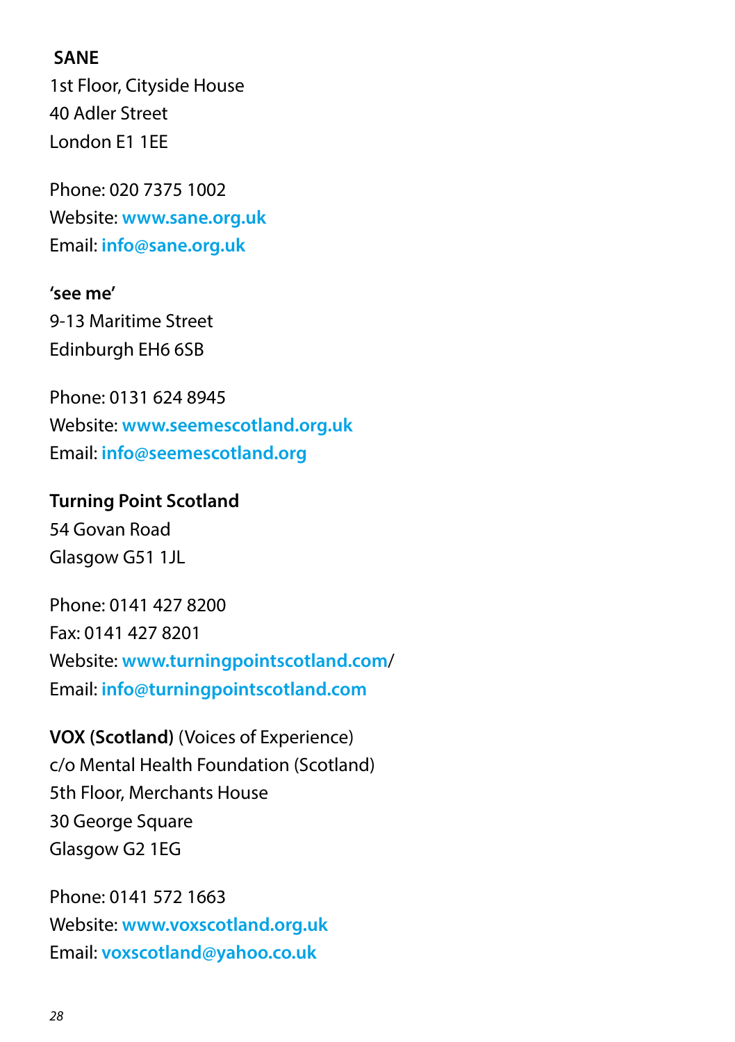**SANE**
1st Floor, Cityside House
40 Adler Street
London E1 1EE

Phone: 020 7375 1002
Website: **www.sane.org.uk**
Email: **info@sane.org.uk**

**'see me'**
9-13 Maritime Street
Edinburgh EH6 6SB

Phone: 0131 624 8945
Website: **www.seemescotland.org.uk**
Email: **info@seemescotland.org**

**Turning Point Scotland**
54 Govan Road
Glasgow G51 1JL

Phone: 0141 427 8200
Fax: 0141 427 8201
Website: **www.turningpointscotland.com**/
Email: **info@turningpointscotland.com**

**VOX (Scotland)** (Voices of Experience)
c/o Mental Health Foundation (Scotland)
5th Floor, Merchants House
30 George Square
Glasgow G2 1EG

Phone: 0141 572 1663
Website: **www.voxscotland.org.uk**
Email: **voxscotland@yahoo.co.uk**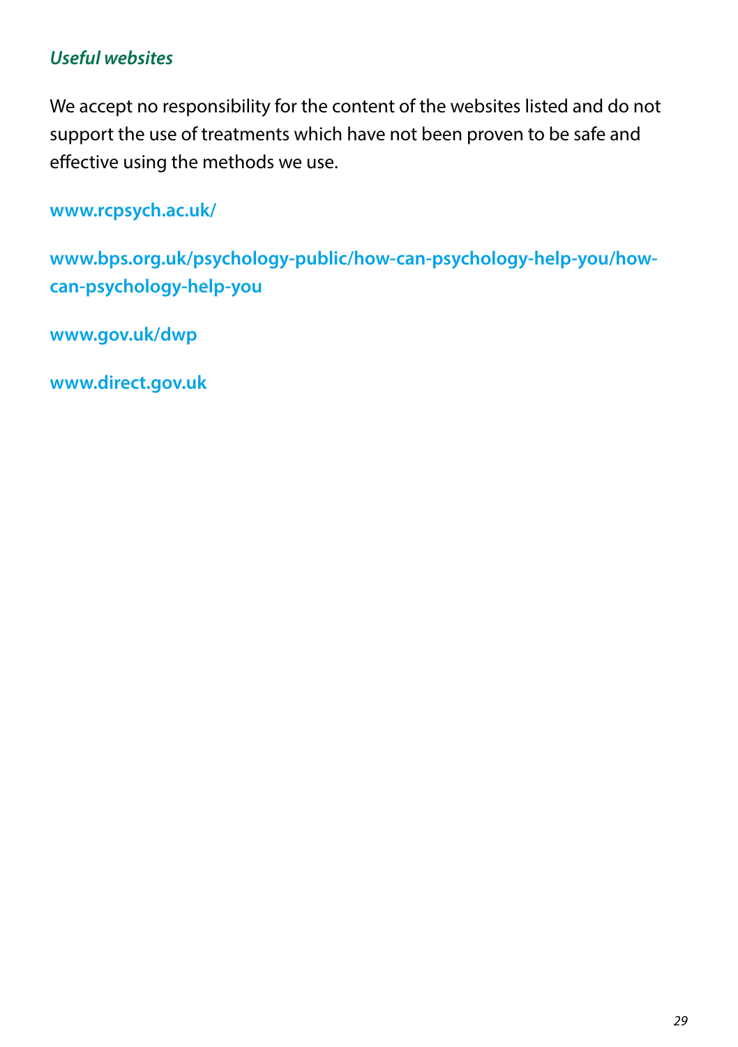***Useful websites***

We accept no responsibility for the content of the websites listed and do not support the use of treatments which have not been proven to be safe and effective using the methods we use.

**www.rcpsych.ac.uk/**

**www.bps.org.uk/psychology-public/how-can-psychology-help-you/how-can-psychology-help-you**

**www.gov.uk/dwp**

**www.direct.gov.uk**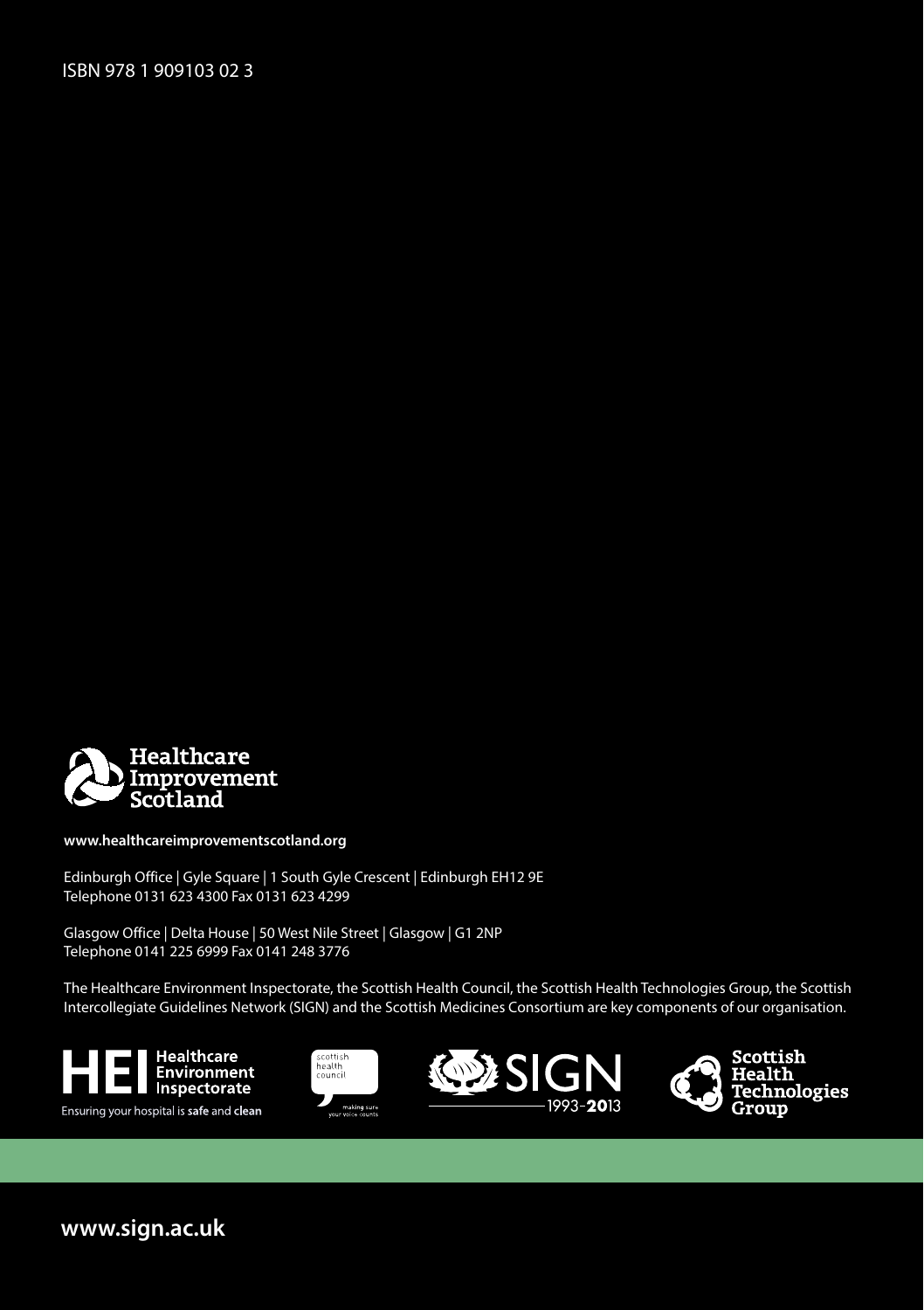ISBN 978 1 909103 02 3

Healthcare Improvement Scotland

**www.healthcareimprovementscotland.org**

Edinburgh Office | Gyle Square | 1 South Gyle Crescent | Edinburgh EH12 9E
Telephone 0131 623 4300 Fax 0131 623 4299

Glasgow Office | Delta House | 50 West Nile Street | Glasgow | G1 2NP
Telephone 0141 225 6999 Fax 0141 248 3776

The Healthcare Environment Inspectorate, the Scottish Health Council, the Scottish Health Technologies Group, the Scottish Intercollegiate Guidelines Network (SIGN) and the Scottish Medicines Consortium are key components of our organisation.

HEI Healthcare Environment Inspectorate
Ensuring your hospital is **safe** and **clean**

scottish health council
making sure your voice counts

SIGN 1993-**20**13

Scottish Health Technologies Group

**www.sign.ac.uk**